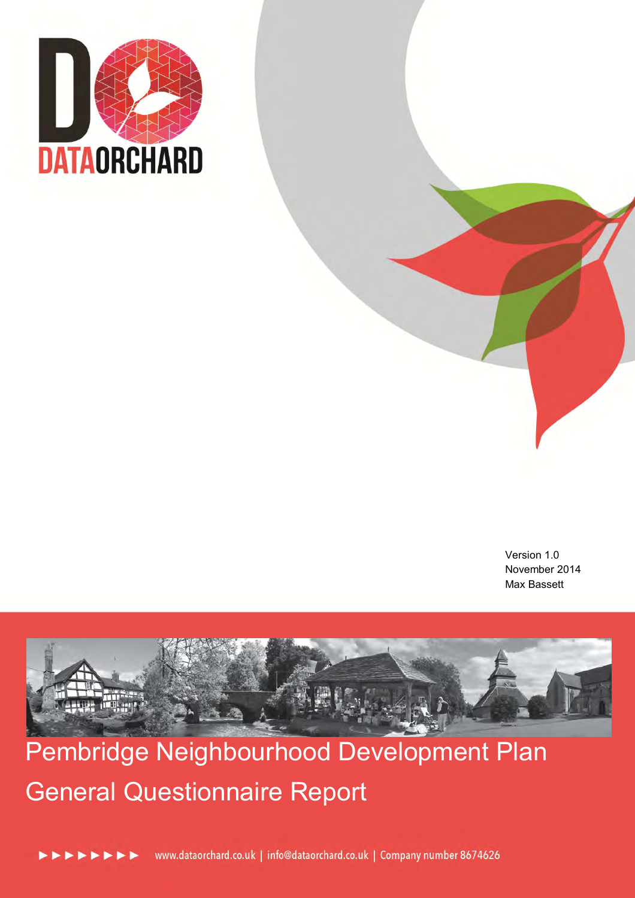DATAORCHARD

Version 1.0
November 2014
Max Bassett

# Pembridge Neighbourhood Development Plan

## General Questionnaire Report

www.dataorchard.co.uk | info@dataorchard.co.uk | Company number 8674626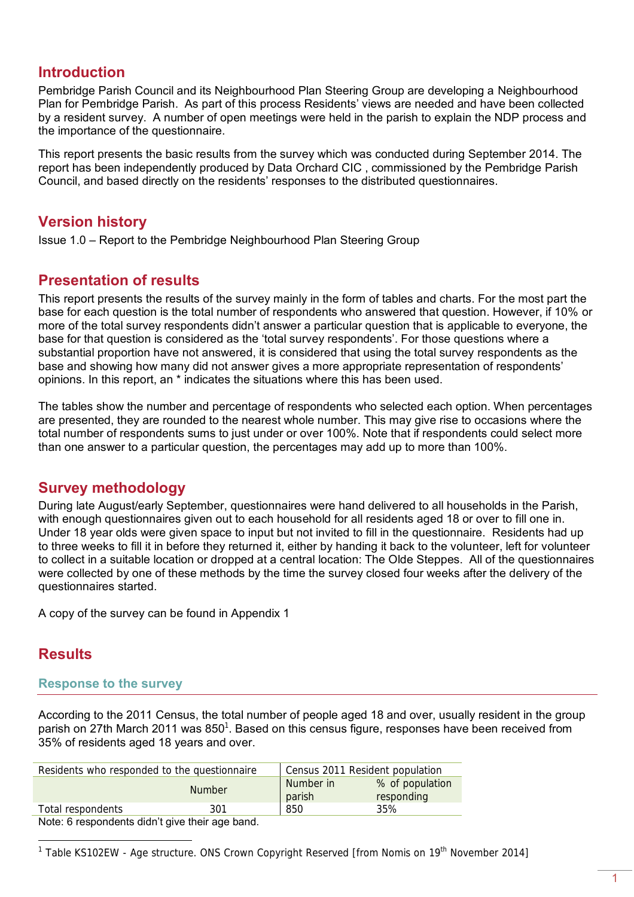## Introduction

Pembridge Parish Council and its Neighbourhood Plan Steering Group are developing a Neighbourhood Plan for Pembridge Parish. As part of this process Residents' views are needed and have been collected by a resident survey. A number of open meetings were held in the parish to explain the NDP process and the importance of the questionnaire.

This report presents the basic results from the survey which was conducted during September 2014. The report has been independently produced by Data Orchard CIC , commissioned by the Pembridge Parish Council, and based directly on the residents' responses to the distributed questionnaires.

## Version history

Issue 1.0 – Report to the Pembridge Neighbourhood Plan Steering Group

## Presentation of results

This report presents the results of the survey mainly in the form of tables and charts. For the most part the base for each question is the total number of respondents who answered that question. However, if 10% or more of the total survey respondents didn't answer a particular question that is applicable to everyone, the base for that question is considered as the 'total survey respondents'. For those questions where a substantial proportion have not answered, it is considered that using the total survey respondents as the base and showing how many did not answer gives a more appropriate representation of respondents' opinions. In this report, an * indicates the situations where this has been used.

The tables show the number and percentage of respondents who selected each option. When percentages are presented, they are rounded to the nearest whole number. This may give rise to occasions where the total number of respondents sums to just under or over 100%. Note that if respondents could select more than one answer to a particular question, the percentages may add up to more than 100%.

## Survey methodology

During late August/early September, questionnaires were hand delivered to all households in the Parish, with enough questionnaires given out to each household for all residents aged 18 or over to fill one in. Under 18 year olds were given space to input but not invited to fill in the questionnaire. Residents had up to three weeks to fill it in before they returned it, either by handing it back to the volunteer, left for volunteer to collect in a suitable location or dropped at a central location: The Olde Steppes. All of the questionnaires were collected by one of these methods by the time the survey closed four weeks after the delivery of the questionnaires started.

A copy of the survey can be found in Appendix 1

## Results

### Response to the survey

According to the 2011 Census, the total number of people aged 18 and over, usually resident in the group parish on 27th March 2011 was 850[1]. Based on this census figure, responses have been received from 35% of residents aged 18 years and over.

| Residents who responded to the questionnaire | | Census 2011 Resident population | |
|---|---|---|---|
| | Number | Number in parish | % of population responding |
| Total respondents | 301 | 850 | 35% |

Note: 6 respondents didn't give their age band.

[1] Table KS102EW - Age structure. ONS Crown Copyright Reserved [from Nomis on 19th November 2014]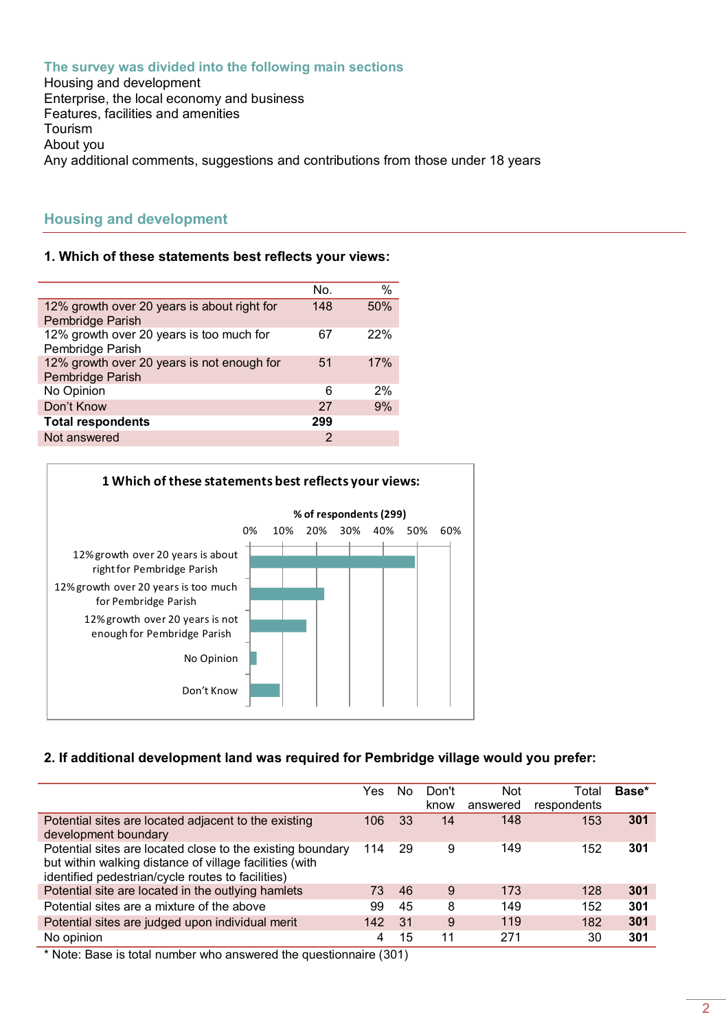### The survey was divided into the following main sections

Housing and development
Enterprise, the local economy and business
Features, facilities and amenities
Tourism
About you
Any additional comments, suggestions and contributions from those under 18 years

## Housing and development

**1. Which of these statements best reflects your views:**

| | No. | % |
|---|---|---|
| 12% growth over 20 years is about right for Pembridge Parish | 148 | 50% |
| 12% growth over 20 years is too much for Pembridge Parish | 67 | 22% |
| 12% growth over 20 years is not enough for Pembridge Parish | 51 | 17% |
| No Opinion | 6 | 2% |
| Don't Know | 27 | 9% |
| **Total respondents** | **299** | |
| Not answered | 2 | |

**1 Which of these statements best reflects your views:**

% of respondents (299)

**2. If additional development land was required for Pembridge village would you prefer:**

| | Yes | No | Don't know | Not answered | Total respondents | Base* |
|---|---|---|---|---|---|---|
| Potential sites are located adjacent to the existing development boundary | 106 | 33 | 14 | 148 | 153 | **301** |
| Potential sites are located close to the existing boundary but within walking distance of village facilities (with identified pedestrian/cycle routes to facilities) | 114 | 29 | 9 | 149 | 152 | **301** |
| Potential site are located in the outlying hamlets | 73 | 46 | 9 | 173 | 128 | **301** |
| Potential sites are a mixture of the above | 99 | 45 | 8 | 149 | 152 | **301** |
| Potential sites are judged upon individual merit | 142 | 31 | 9 | 119 | 182 | **301** |
| No opinion | 4 | 15 | 11 | 271 | 30 | **301** |

* Note: Base is total number who answered the questionnaire (301)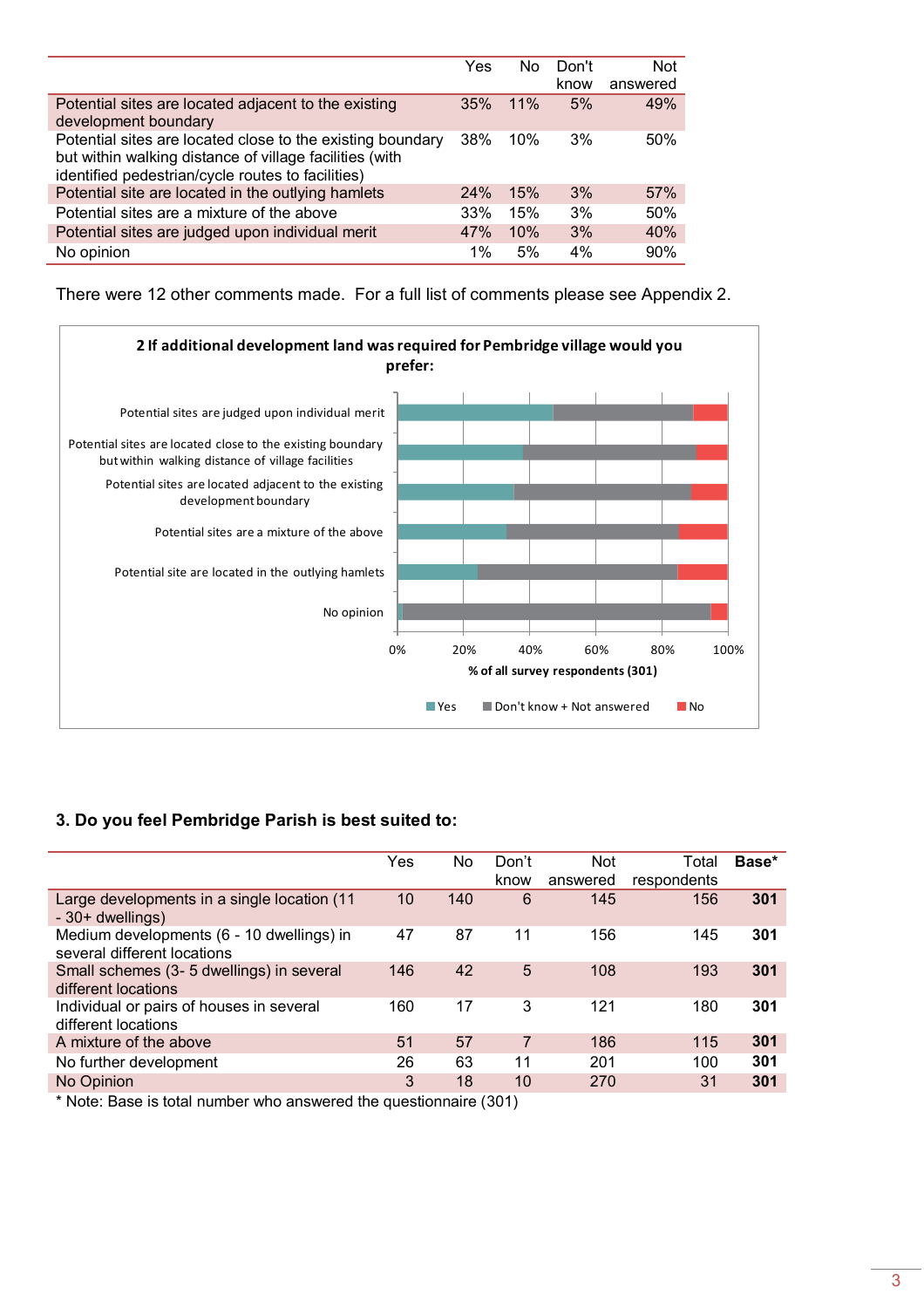| | Yes | No | Don't know | Not answered |
|---|---|---|---|---|
| Potential sites are located adjacent to the existing development boundary | 35% | 11% | 5% | 49% |
| Potential sites are located close to the existing boundary but within walking distance of village facilities (with identified pedestrian/cycle routes to facilities) | 38% | 10% | 3% | 50% |
| Potential site are located in the outlying hamlets | 24% | 15% | 3% | 57% |
| Potential sites are a mixture of the above | 33% | 15% | 3% | 50% |
| Potential sites are judged upon individual merit | 47% | 10% | 3% | 40% |
| No opinion | 1% | 5% | 4% | 90% |

There were 12 other comments made. For a full list of comments please see Appendix 2.

**2 If additional development land was required for Pembridge village would you prefer:**

Potential sites are judged upon individual merit
Potential sites are located close to the existing boundary but within walking distance of village facilities
Potential sites are located adjacent to the existing development boundary
Potential sites are a mixture of the above
Potential site are located in the outlying hamlets
No opinion

0% 20% 40% 60% 80% 100%

% of all survey respondents (301)

Yes | Don't know + Not answered | No

### 3. Do you feel Pembridge Parish is best suited to:

| | Yes | No | Don't know | Not answered | Total respondents | Base* |
|---|---|---|---|---|---|---|
| Large developments in a single location (11 - 30+ dwellings) | 10 | 140 | 6 | 145 | 156 | **301** |
| Medium developments (6 - 10 dwellings) in several different locations | 47 | 87 | 11 | 156 | 145 | **301** |
| Small schemes (3- 5 dwellings) in several different locations | 146 | 42 | 5 | 108 | 193 | **301** |
| Individual or pairs of houses in several different locations | 160 | 17 | 3 | 121 | 180 | **301** |
| A mixture of the above | 51 | 57 | 7 | 186 | 115 | **301** |
| No further development | 26 | 63 | 11 | 201 | 100 | **301** |
| No Opinion | 3 | 18 | 10 | 270 | 31 | **301** |

* Note: Base is total number who answered the questionnaire (301)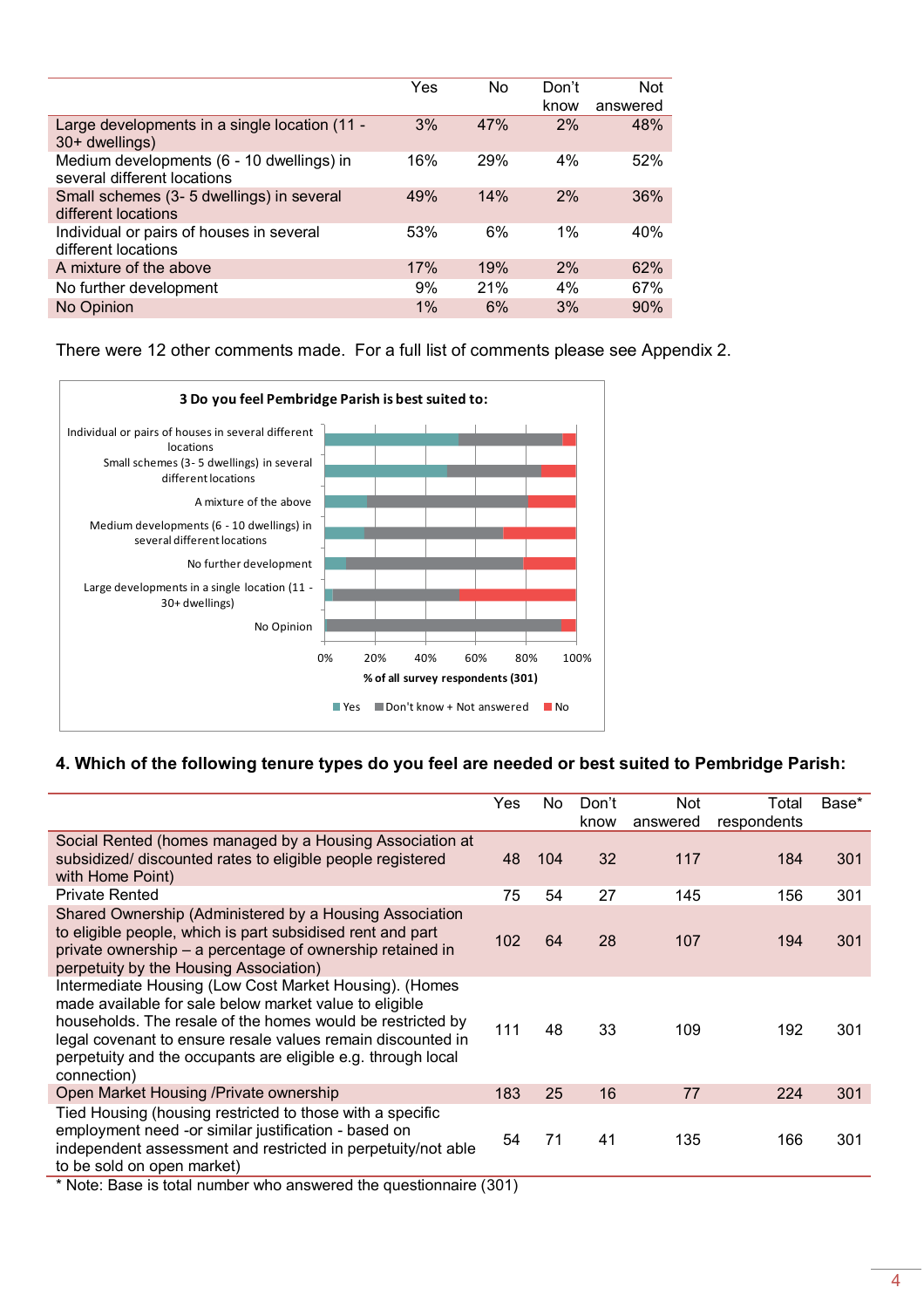| | Yes | No | Don't know | Not answered |
|---|---|---|---|---|
| Large developments in a single location (11 - 30+ dwellings) | 3% | 47% | 2% | 48% |
| Medium developments (6 - 10 dwellings) in several different locations | 16% | 29% | 4% | 52% |
| Small schemes (3- 5 dwellings) in several different locations | 49% | 14% | 2% | 36% |
| Individual or pairs of houses in several different locations | 53% | 6% | 1% | 40% |
| A mixture of the above | 17% | 19% | 2% | 62% |
| No further development | 9% | 21% | 4% | 67% |
| No Opinion | 1% | 6% | 3% | 90% |

There were 12 other comments made. For a full list of comments please see Appendix 2.

**3 Do you feel Pembridge Parish is best suited to:**

Individual or pairs of houses in several different locations
Small schemes (3- 5 dwellings) in several different locations
A mixture of the above
Medium developments (6 - 10 dwellings) in several different locations
No further development
Large developments in a single location (11 - 30+ dwellings)
No Opinion

0% 20% 40% 60% 80% 100%

% of all survey respondents (301)

Yes ■ Don't know + Not answered ■ No

### 4. Which of the following tenure types do you feel are needed or best suited to Pembridge Parish:

| | Yes | No | Don't know | Not answered | Total respondents | Base* |
|---|---|---|---|---|---|---|
| Social Rented (homes managed by a Housing Association at subsidized/ discounted rates to eligible people registered with Home Point) | 48 | 104 | 32 | 117 | 184 | 301 |
| Private Rented | 75 | 54 | 27 | 145 | 156 | 301 |
| Shared Ownership (Administered by a Housing Association to eligible people, which is part subsidised rent and part private ownership – a percentage of ownership retained in perpetuity by the Housing Association) | 102 | 64 | 28 | 107 | 194 | 301 |
| Intermediate Housing (Low Cost Market Housing). (Homes made available for sale below market value to eligible households. The resale of the homes would be restricted by legal covenant to ensure resale values remain discounted in perpetuity and the occupants are eligible e.g. through local connection) | 111 | 48 | 33 | 109 | 192 | 301 |
| Open Market Housing /Private ownership | 183 | 25 | 16 | 77 | 224 | 301 |
| Tied Housing (housing restricted to those with a specific employment need -or similar justification - based on independent assessment and restricted in perpetuity/not able to be sold on open market) | 54 | 71 | 41 | 135 | 166 | 301 |

* Note: Base is total number who answered the questionnaire (301)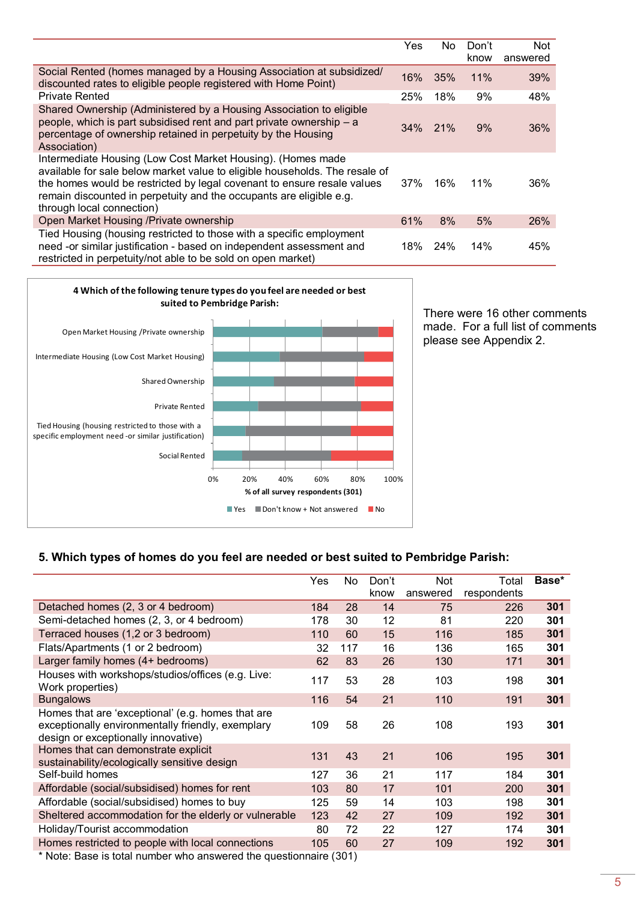| | Yes | No | Don't know | Not answered |
|---|---|---|---|---|
| Social Rented (homes managed by a Housing Association at subsidized/ discounted rates to eligible people registered with Home Point) | 16% | 35% | 11% | 39% |
| Private Rented | 25% | 18% | 9% | 48% |
| Shared Ownership (Administered by a Housing Association to eligible people, which is part subsidised rent and part private ownership – a percentage of ownership retained in perpetuity by the Housing Association) | 34% | 21% | 9% | 36% |
| Intermediate Housing (Low Cost Market Housing). (Homes made available for sale below market value to eligible households. The resale of the homes would be restricted by legal covenant to ensure resale values remain discounted in perpetuity and the occupants are eligible e.g. through local connection) | 37% | 16% | 11% | 36% |
| Open Market Housing /Private ownership | 61% | 8% | 5% | 26% |
| Tied Housing (housing restricted to those with a specific employment need -or similar justification - based on independent assessment and restricted in perpetuity/not able to be sold on open market) | 18% | 24% | 14% | 45% |

**4 Which of the following tenure types do you feel are needed or best suited to Pembridge Parish:**

Open Market Housing /Private ownership; Intermediate Housing (Low Cost Market Housing); Shared Ownership; Private Rented; Tied Housing (housing restricted to those with a specific employment need -or similar justification); Social Rented

% of all survey respondents (301)

Yes / Don't know + Not answered / No

There were 16 other comments made. For a full list of comments please see Appendix 2.

## 5. Which types of homes do you feel are needed or best suited to Pembridge Parish:

| | Yes | No | Don't know | Not answered | Total respondents | Base* |
|---|---|---|---|---|---|---|
| Detached homes (2, 3 or 4 bedroom) | 184 | 28 | 14 | 75 | 226 | **301** |
| Semi-detached homes (2, 3, or 4 bedroom) | 178 | 30 | 12 | 81 | 220 | **301** |
| Terraced houses (1,2 or 3 bedroom) | 110 | 60 | 15 | 116 | 185 | **301** |
| Flats/Apartments (1 or 2 bedroom) | 32 | 117 | 16 | 136 | 165 | **301** |
| Larger family homes (4+ bedrooms) | 62 | 83 | 26 | 130 | 171 | **301** |
| Houses with workshops/studios/offices (e.g. Live: Work properties) | 117 | 53 | 28 | 103 | 198 | **301** |
| Bungalows | 116 | 54 | 21 | 110 | 191 | **301** |
| Homes that are 'exceptional' (e.g. homes that are exceptionally environmentally friendly, exemplary design or exceptionally innovative) | 109 | 58 | 26 | 108 | 193 | **301** |
| Homes that can demonstrate explicit sustainability/ecologically sensitive design | 131 | 43 | 21 | 106 | 195 | **301** |
| Self-build homes | 127 | 36 | 21 | 117 | 184 | **301** |
| Affordable (social/subsidised) homes for rent | 103 | 80 | 17 | 101 | 200 | **301** |
| Affordable (social/subsidised) homes to buy | 125 | 59 | 14 | 103 | 198 | **301** |
| Sheltered accommodation for the elderly or vulnerable | 123 | 42 | 27 | 109 | 192 | **301** |
| Holiday/Tourist accommodation | 80 | 72 | 22 | 127 | 174 | **301** |
| Homes restricted to people with local connections | 105 | 60 | 27 | 109 | 192 | **301** |

\* Note: Base is total number who answered the questionnaire (301)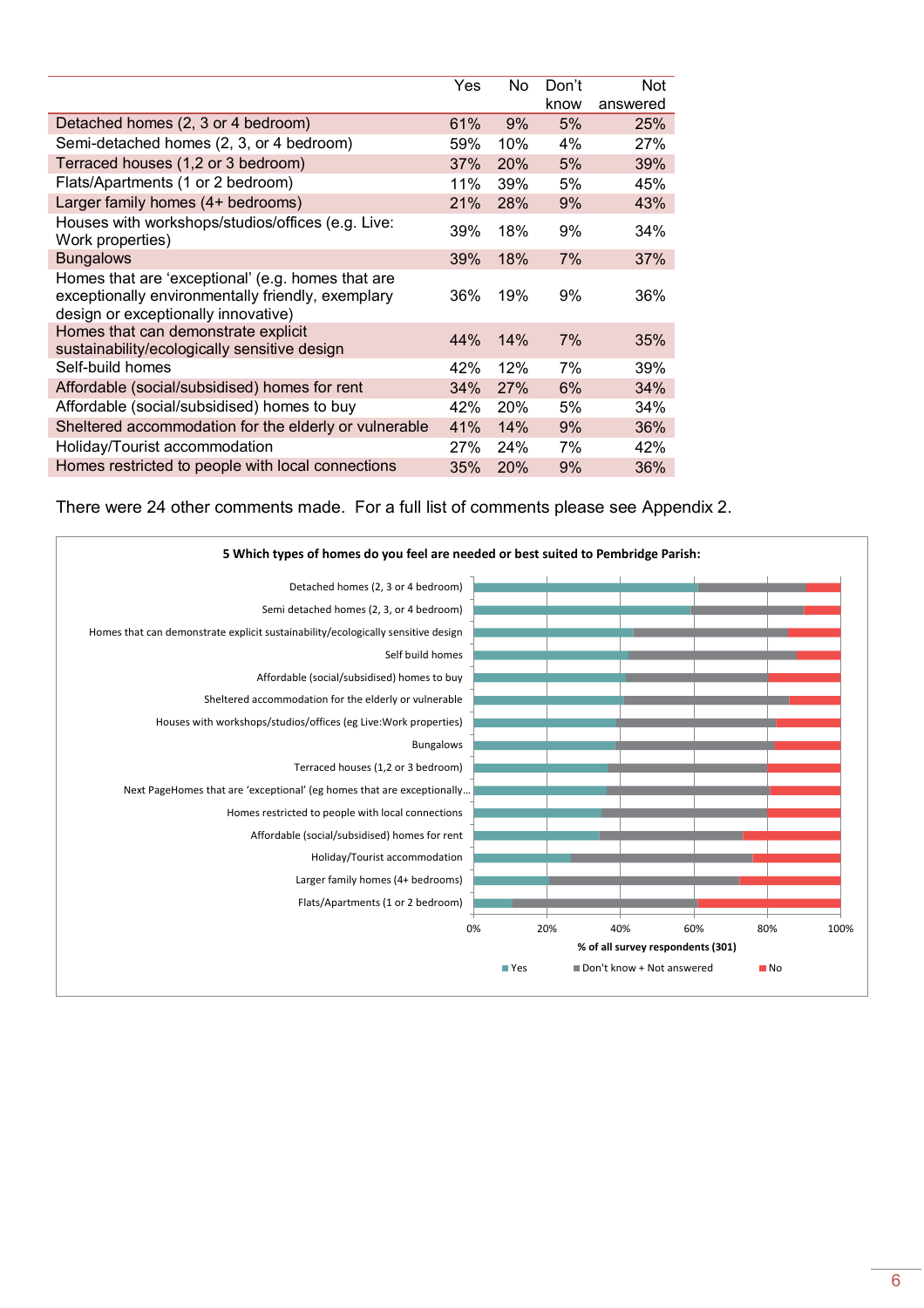| | Yes | No | Don't know | Not answered |
|---|---|---|---|---|
| Detached homes (2, 3 or 4 bedroom) | 61% | 9% | 5% | 25% |
| Semi-detached homes (2, 3, or 4 bedroom) | 59% | 10% | 4% | 27% |
| Terraced houses (1,2 or 3 bedroom) | 37% | 20% | 5% | 39% |
| Flats/Apartments (1 or 2 bedroom) | 11% | 39% | 5% | 45% |
| Larger family homes (4+ bedrooms) | 21% | 28% | 9% | 43% |
| Houses with workshops/studios/offices (e.g. Live: Work properties) | 39% | 18% | 9% | 34% |
| Bungalows | 39% | 18% | 7% | 37% |
| Homes that are 'exceptional' (e.g. homes that are exceptionally environmentally friendly, exemplary design or exceptionally innovative) | 36% | 19% | 9% | 36% |
| Homes that can demonstrate explicit sustainability/ecologically sensitive design | 44% | 14% | 7% | 35% |
| Self-build homes | 42% | 12% | 7% | 39% |
| Affordable (social/subsidised) homes for rent | 34% | 27% | 6% | 34% |
| Affordable (social/subsidised) homes to buy | 42% | 20% | 5% | 34% |
| Sheltered accommodation for the elderly or vulnerable | 41% | 14% | 9% | 36% |
| Holiday/Tourist accommodation | 27% | 24% | 7% | 42% |
| Homes restricted to people with local connections | 35% | 20% | 9% | 36% |

There were 24 other comments made. For a full list of comments please see Appendix 2.

**5 Which types of homes do you feel are needed or best suited to Pembridge Parish:**

- Detached homes (2, 3 or 4 bedroom)
- Semi detached homes (2, 3, or 4 bedroom)
- Homes that can demonstrate explicit sustainability/ecologically sensitive design
- Self build homes
- Affordable (social/subsidised) homes to buy
- Sheltered accommodation for the elderly or vulnerable
- Houses with workshops/studios/offices (eg Live:Work properties)
- Bungalows
- Terraced houses (1,2 or 3 bedroom)
- Next PageHomes that are 'exceptional' (eg homes that are exceptionally...
- Homes restricted to people with local connections
- Affordable (social/subsidised) homes for rent
- Holiday/Tourist accommodation
- Larger family homes (4+ bedrooms)
- Flats/Apartments (1 or 2 bedroom)

% of all survey respondents (301)

Yes | Don't know + Not answered | No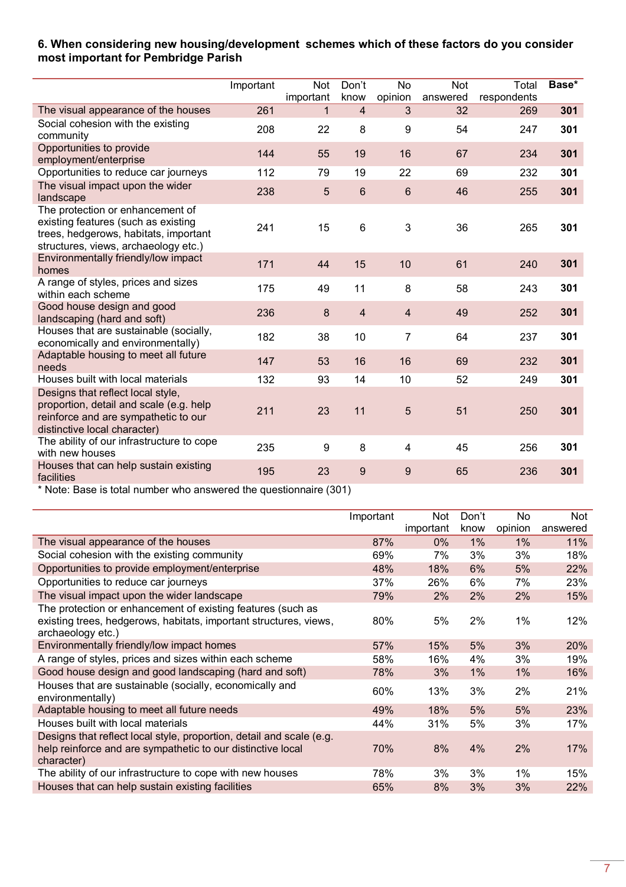**6. When considering new housing/development schemes which of these factors do you consider most important for Pembridge Parish**

| | Important | Not important | Don't know | No opinion | Not answered | Total respondents | **Base*** |
|---|---|---|---|---|---|---|---|
| The visual appearance of the houses | 261 | 1 | 4 | 3 | 32 | 269 | **301** |
| Social cohesion with the existing community | 208 | 22 | 8 | 9 | 54 | 247 | **301** |
| Opportunities to provide employment/enterprise | 144 | 55 | 19 | 16 | 67 | 234 | **301** |
| Opportunities to reduce car journeys | 112 | 79 | 19 | 22 | 69 | 232 | **301** |
| The visual impact upon the wider landscape | 238 | 5 | 6 | 6 | 46 | 255 | **301** |
| The protection or enhancement of existing features (such as existing trees, hedgerows, habitats, important structures, views, archaeology etc.) | 241 | 15 | 6 | 3 | 36 | 265 | **301** |
| Environmentally friendly/low impact homes | 171 | 44 | 15 | 10 | 61 | 240 | **301** |
| A range of styles, prices and sizes within each scheme | 175 | 49 | 11 | 8 | 58 | 243 | **301** |
| Good house design and good landscaping (hard and soft) | 236 | 8 | 4 | 4 | 49 | 252 | **301** |
| Houses that are sustainable (socially, economically and environmentally) | 182 | 38 | 10 | 7 | 64 | 237 | **301** |
| Adaptable housing to meet all future needs | 147 | 53 | 16 | 16 | 69 | 232 | **301** |
| Houses built with local materials | 132 | 93 | 14 | 10 | 52 | 249 | **301** |
| Designs that reflect local style, proportion, detail and scale (e.g. help reinforce and are sympathetic to our distinctive local character) | 211 | 23 | 11 | 5 | 51 | 250 | **301** |
| The ability of our infrastructure to cope with new houses | 235 | 9 | 8 | 4 | 45 | 256 | **301** |
| Houses that can help sustain existing facilities | 195 | 23 | 9 | 9 | 65 | 236 | **301** |

* Note: Base is total number who answered the questionnaire (301)

| | Important | Not important | Don't know | No opinion | Not answered |
|---|---|---|---|---|---|
| The visual appearance of the houses | 87% | 0% | 1% | 1% | 11% |
| Social cohesion with the existing community | 69% | 7% | 3% | 3% | 18% |
| Opportunities to provide employment/enterprise | 48% | 18% | 6% | 5% | 22% |
| Opportunities to reduce car journeys | 37% | 26% | 6% | 7% | 23% |
| The visual impact upon the wider landscape | 79% | 2% | 2% | 2% | 15% |
| The protection or enhancement of existing features (such as existing trees, hedgerows, habitats, important structures, views, archaeology etc.) | 80% | 5% | 2% | 1% | 12% |
| Environmentally friendly/low impact homes | 57% | 15% | 5% | 3% | 20% |
| A range of styles, prices and sizes within each scheme | 58% | 16% | 4% | 3% | 19% |
| Good house design and good landscaping (hard and soft) | 78% | 3% | 1% | 1% | 16% |
| Houses that are sustainable (socially, economically and environmentally) | 60% | 13% | 3% | 2% | 21% |
| Adaptable housing to meet all future needs | 49% | 18% | 5% | 5% | 23% |
| Houses built with local materials | 44% | 31% | 5% | 3% | 17% |
| Designs that reflect local style, proportion, detail and scale (e.g. help reinforce and are sympathetic to our distinctive local character) | 70% | 8% | 4% | 2% | 17% |
| The ability of our infrastructure to cope with new houses | 78% | 3% | 3% | 1% | 15% |
| Houses that can help sustain existing facilities | 65% | 8% | 3% | 3% | 22% |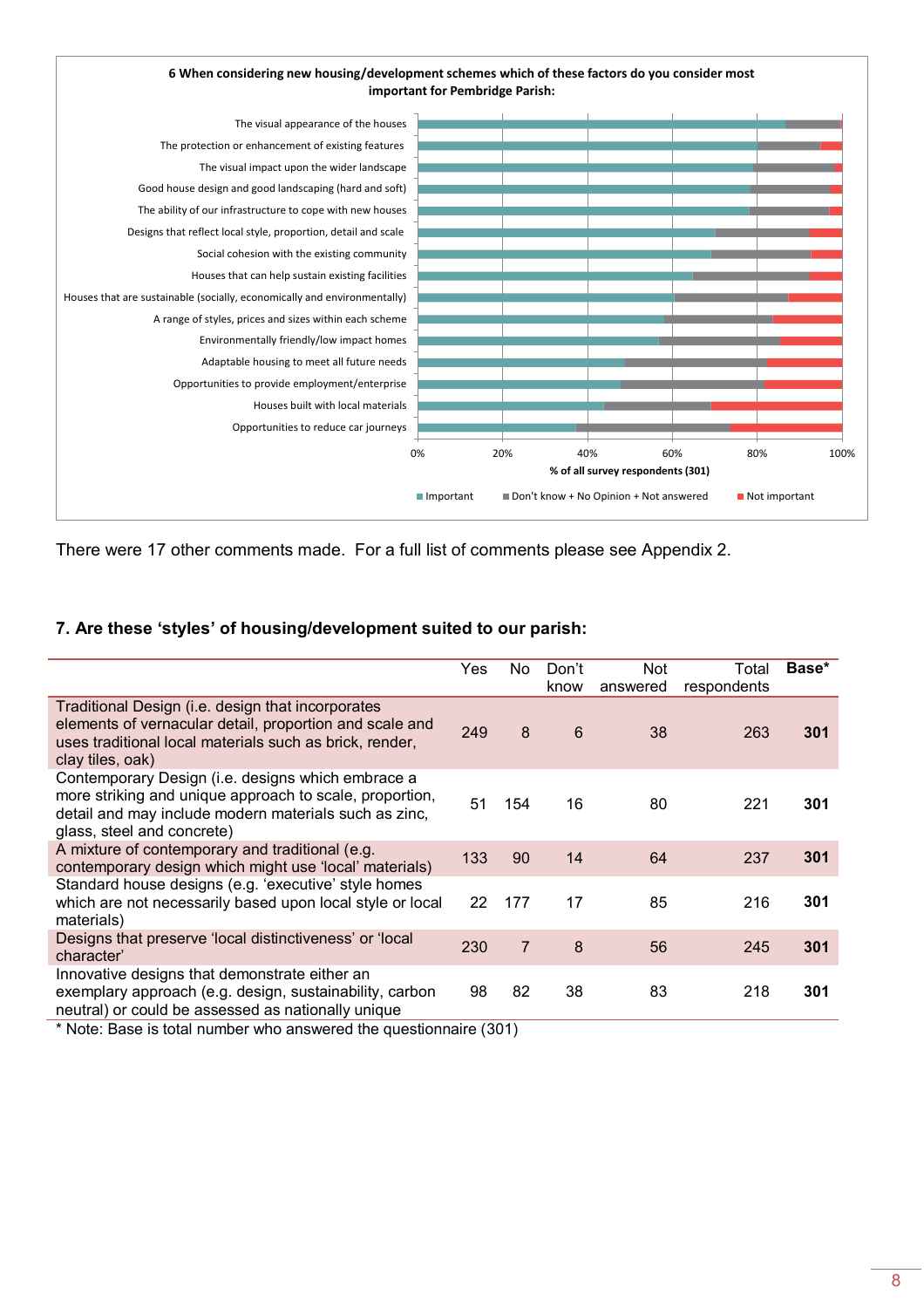**6 When considering new housing/development schemes which of these factors do you consider most important for Pembridge Parish:**

- The visual appearance of the houses
- The protection or enhancement of existing features
- The visual impact upon the wider landscape
- Good house design and good landscaping (hard and soft)
- The ability of our infrastructure to cope with new houses
- Designs that reflect local style, proportion, detail and scale
- Social cohesion with the existing community
- Houses that can help sustain existing facilities
- Houses that are sustainable (socially, economically and environmentally)
- A range of styles, prices and sizes within each scheme
- Environmentally friendly/low impact homes
- Adaptable housing to meet all future needs
- Opportunities to provide employment/enterprise
- Houses built with local materials
- Opportunities to reduce car journeys

% of all survey respondents (301)

Important | Don't know + No Opinion + Not answered | Not important

There were 17 other comments made. For a full list of comments please see Appendix 2.

### 7. Are these 'styles' of housing/development suited to our parish:

| | Yes | No | Don't know | Not answered | Total respondents | **Base*** |
|---|---|---|---|---|---|---|
| Traditional Design (i.e. design that incorporates elements of vernacular detail, proportion and scale and uses traditional local materials such as brick, render, clay tiles, oak) | 249 | 8 | 6 | 38 | 263 | **301** |
| Contemporary Design (i.e. designs which embrace a more striking and unique approach to scale, proportion, detail and may include modern materials such as zinc, glass, steel and concrete) | 51 | 154 | 16 | 80 | 221 | **301** |
| A mixture of contemporary and traditional (e.g. contemporary design which might use 'local' materials) | 133 | 90 | 14 | 64 | 237 | **301** |
| Standard house designs (e.g. 'executive' style homes which are not necessarily based upon local style or local materials) | 22 | 177 | 17 | 85 | 216 | **301** |
| Designs that preserve 'local distinctiveness' or 'local character' | 230 | 7 | 8 | 56 | 245 | **301** |
| Innovative designs that demonstrate either an exemplary approach (e.g. design, sustainability, carbon neutral) or could be assessed as nationally unique | 98 | 82 | 38 | 83 | 218 | **301** |

* Note: Base is total number who answered the questionnaire (301)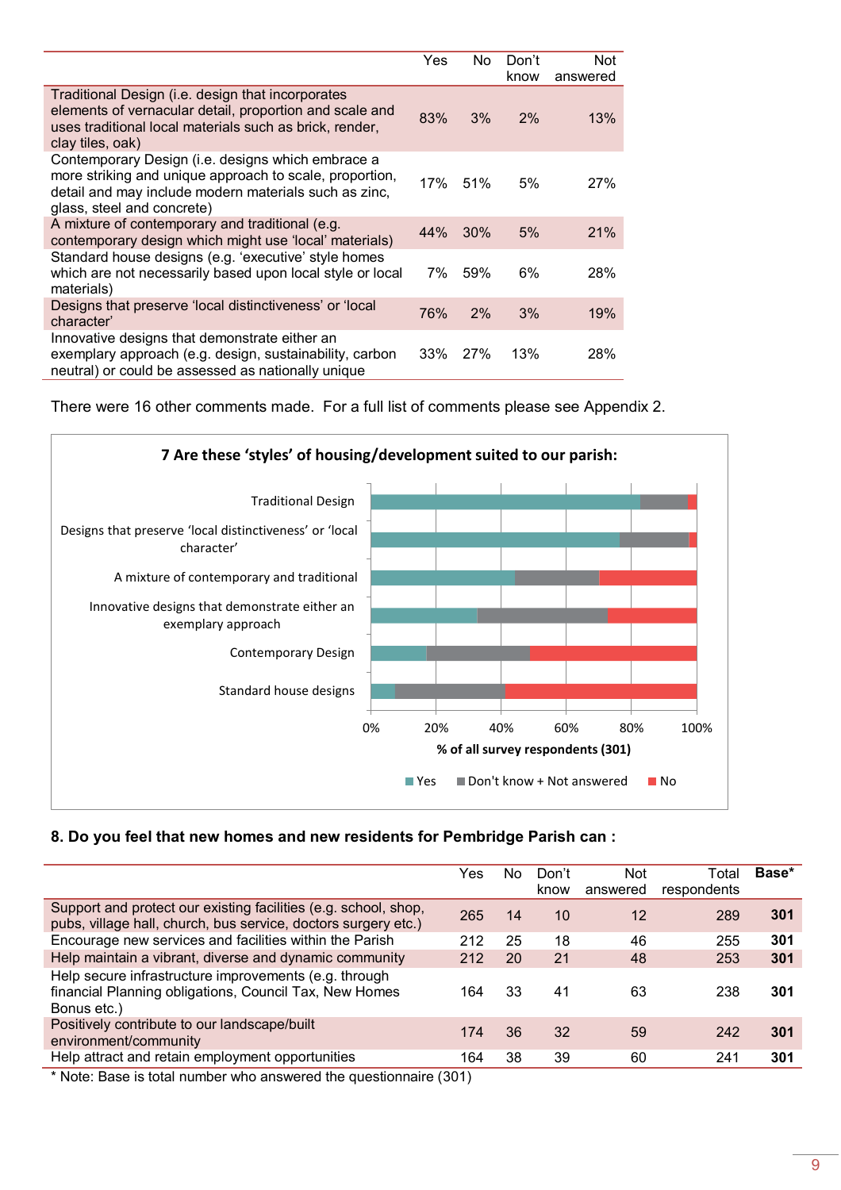| | Yes | No | Don't know | Not answered |
|---|---|---|---|---|
| Traditional Design (i.e. design that incorporates elements of vernacular detail, proportion and scale and uses traditional local materials such as brick, render, clay tiles, oak) | 83% | 3% | 2% | 13% |
| Contemporary Design (i.e. designs which embrace a more striking and unique approach to scale, proportion, detail and may include modern materials such as zinc, glass, steel and concrete) | 17% | 51% | 5% | 27% |
| A mixture of contemporary and traditional (e.g. contemporary design which might use 'local' materials) | 44% | 30% | 5% | 21% |
| Standard house designs (e.g. 'executive' style homes which are not necessarily based upon local style or local materials) | 7% | 59% | 6% | 28% |
| Designs that preserve 'local distinctiveness' or 'local character' | 76% | 2% | 3% | 19% |
| Innovative designs that demonstrate either an exemplary approach (e.g. design, sustainability, carbon neutral) or could be assessed as nationally unique | 33% | 27% | 13% | 28% |

There were 16 other comments made. For a full list of comments please see Appendix 2.

**7 Are these 'styles' of housing/development suited to our parish:**

Chart categories: Traditional Design; Designs that preserve 'local distinctiveness' or 'local character'; A mixture of contemporary and traditional; Innovative designs that demonstrate either an exemplary approach; Contemporary Design; Standard house designs

% of all survey respondents (301)

Yes / Don't know + Not answered / No

### 8. Do you feel that new homes and new residents for Pembridge Parish can :

| | Yes | No | Don't know | Not answered | Total respondents | **Base*** |
|---|---|---|---|---|---|---|
| Support and protect our existing facilities (e.g. school, shop, pubs, village hall, church, bus service, doctors surgery etc.) | 265 | 14 | 10 | 12 | 289 | **301** |
| Encourage new services and facilities within the Parish | 212 | 25 | 18 | 46 | 255 | **301** |
| Help maintain a vibrant, diverse and dynamic community | 212 | 20 | 21 | 48 | 253 | **301** |
| Help secure infrastructure improvements (e.g. through financial Planning obligations, Council Tax, New Homes Bonus etc.) | 164 | 33 | 41 | 63 | 238 | **301** |
| Positively contribute to our landscape/built environment/community | 174 | 36 | 32 | 59 | 242 | **301** |
| Help attract and retain employment opportunities | 164 | 38 | 39 | 60 | 241 | **301** |

* Note: Base is total number who answered the questionnaire (301)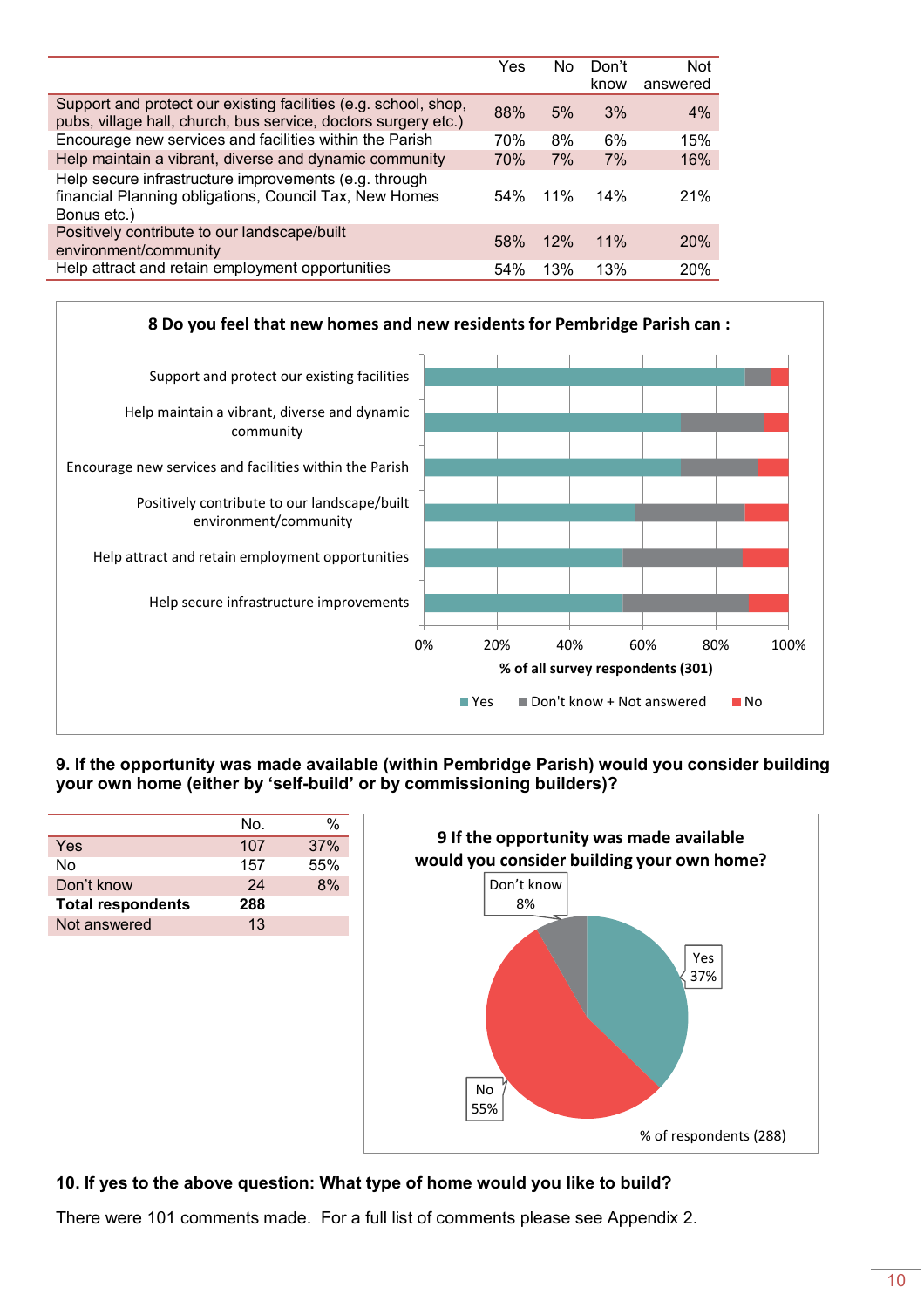| | Yes | No | Don't know | Not answered |
|---|---|---|---|---|
| Support and protect our existing facilities (e.g. school, shop, pubs, village hall, church, bus service, doctors surgery etc.) | 88% | 5% | 3% | 4% |
| Encourage new services and facilities within the Parish | 70% | 8% | 6% | 15% |
| Help maintain a vibrant, diverse and dynamic community | 70% | 7% | 7% | 16% |
| Help secure infrastructure improvements (e.g. through financial Planning obligations, Council Tax, New Homes Bonus etc.) | 54% | 11% | 14% | 21% |
| Positively contribute to our landscape/built environment/community | 58% | 12% | 11% | 20% |
| Help attract and retain employment opportunities | 54% | 13% | 13% | 20% |

**8 Do you feel that new homes and new residents for Pembridge Parish can :**

Support and protect our existing facilities

Help maintain a vibrant, diverse and dynamic community

Encourage new services and facilities within the Parish

Positively contribute to our landscape/built environment/community

Help attract and retain employment opportunities

Help secure infrastructure improvements

0% 20% 40% 60% 80% 100%

**% of all survey respondents (301)**

Yes | Don't know + Not answered | No

**9. If the opportunity was made available (within Pembridge Parish) would you consider building your own home (either by 'self-build' or by commissioning builders)?**

| | No. | % |
|---|---|---|
| Yes | 107 | 37% |
| No | 157 | 55% |
| Don't know | 24 | 8% |
| **Total respondents** | **288** | |
| Not answered | 13 | |

**9 If the opportunity was made available would you consider building your own home?**

Don't know 8%

Yes 37%

No 55%

% of respondents (288)

**10. If yes to the above question: What type of home would you like to build?**

There were 101 comments made. For a full list of comments please see Appendix 2.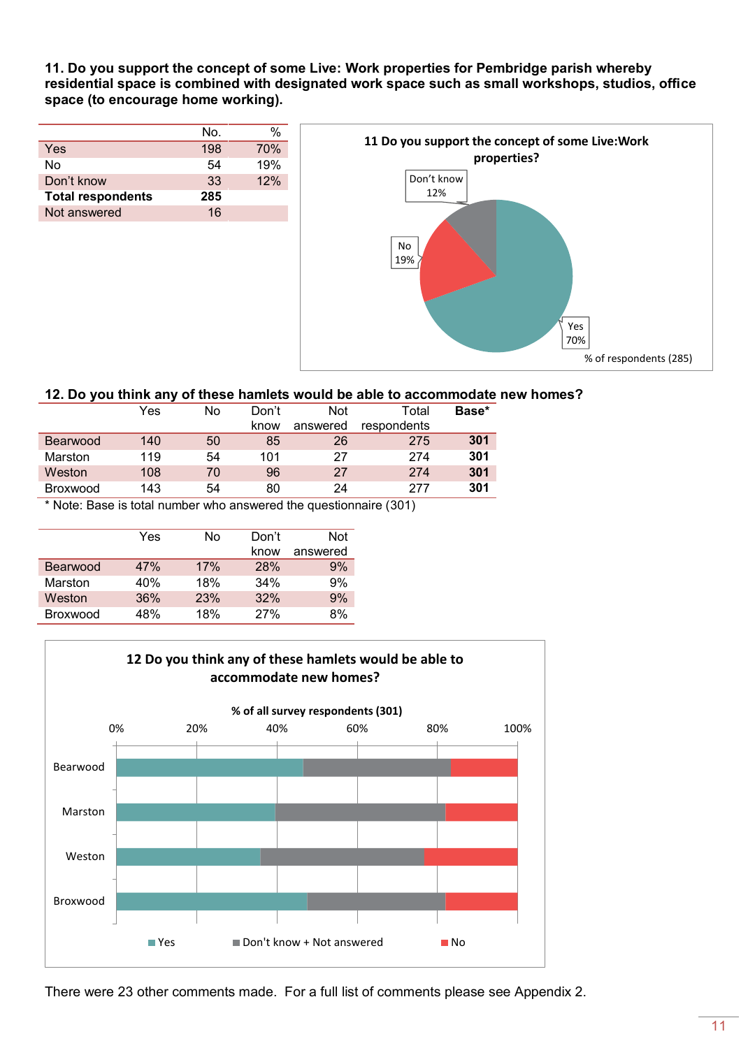**11. Do you support the concept of some Live: Work properties for Pembridge parish whereby residential space is combined with designated work space such as small workshops, studios, office space (to encourage home working).**

| | No. | % |
|---|---|---|
| Yes | 198 | 70% |
| No | 54 | 19% |
| Don't know | 33 | 12% |
| **Total respondents** | **285** | |
| Not answered | 16 | |

**11 Do you support the concept of some Live:Work properties?**

Don't know 12%
No 19%
Yes 70%
% of respondents (285)

**12. Do you think any of these hamlets would be able to accommodate new homes?**

| | Yes | No | Don't know | Not answered | Total respondents | **Base*** |
|---|---|---|---|---|---|---|
| Bearwood | 140 | 50 | 85 | 26 | 275 | **301** |
| Marston | 119 | 54 | 101 | 27 | 274 | **301** |
| Weston | 108 | 70 | 96 | 27 | 274 | **301** |
| Broxwood | 143 | 54 | 80 | 24 | 277 | **301** |

* Note: Base is total number who answered the questionnaire (301)

| | Yes | No | Don't know | Not answered |
|---|---|---|---|---|
| Bearwood | 47% | 17% | 28% | 9% |
| Marston | 40% | 18% | 34% | 9% |
| Weston | 36% | 23% | 32% | 9% |
| Broxwood | 48% | 18% | 27% | 8% |

**12 Do you think any of these hamlets would be able to accommodate new homes?**

% of all survey respondents (301)

Yes | Don't know + Not answered | No

There were 23 other comments made. For a full list of comments please see Appendix 2.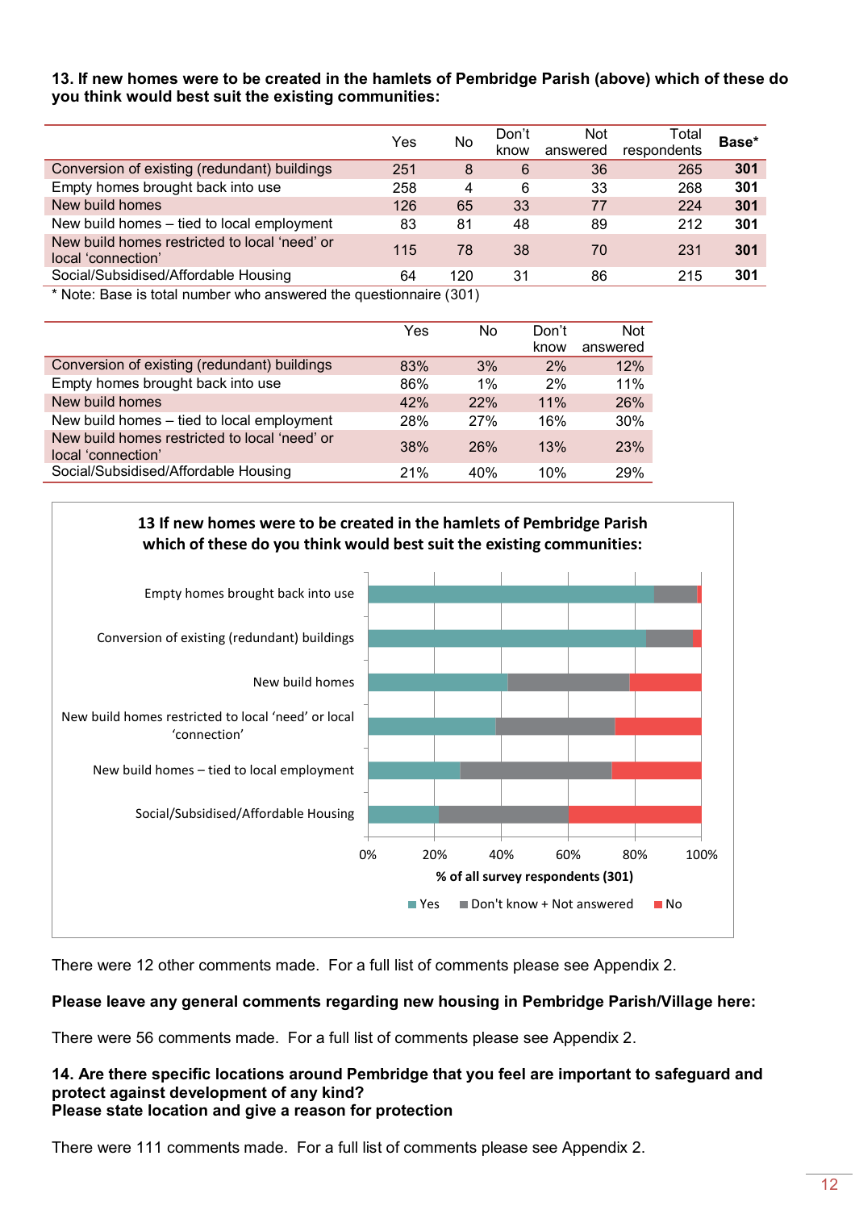**13. If new homes were to be created in the hamlets of Pembridge Parish (above) which of these do you think would best suit the existing communities:**

| | Yes | No | Don't know | Not answered | Total respondents | Base* |
|---|---|---|---|---|---|---|
| Conversion of existing (redundant) buildings | 251 | 8 | 6 | 36 | 265 | **301** |
| Empty homes brought back into use | 258 | 4 | 6 | 33 | 268 | **301** |
| New build homes | 126 | 65 | 33 | 77 | 224 | **301** |
| New build homes – tied to local employment | 83 | 81 | 48 | 89 | 212 | **301** |
| New build homes restricted to local 'need' or local 'connection' | 115 | 78 | 38 | 70 | 231 | **301** |
| Social/Subsidised/Affordable Housing | 64 | 120 | 31 | 86 | 215 | **301** |

* Note: Base is total number who answered the questionnaire (301)

| | Yes | No | Don't know | Not answered |
|---|---|---|---|---|
| Conversion of existing (redundant) buildings | 83% | 3% | 2% | 12% |
| Empty homes brought back into use | 86% | 1% | 2% | 11% |
| New build homes | 42% | 22% | 11% | 26% |
| New build homes – tied to local employment | 28% | 27% | 16% | 30% |
| New build homes restricted to local 'need' or local 'connection' | 38% | 26% | 13% | 23% |
| Social/Subsidised/Affordable Housing | 21% | 40% | 10% | 29% |

There were 12 other comments made. For a full list of comments please see Appendix 2.

**Please leave any general comments regarding new housing in Pembridge Parish/Village here:**

There were 56 comments made. For a full list of comments please see Appendix 2.

**14. Are there specific locations around Pembridge that you feel are important to safeguard and protect against development of any kind?**
**Please state location and give a reason for protection**

There were 111 comments made. For a full list of comments please see Appendix 2.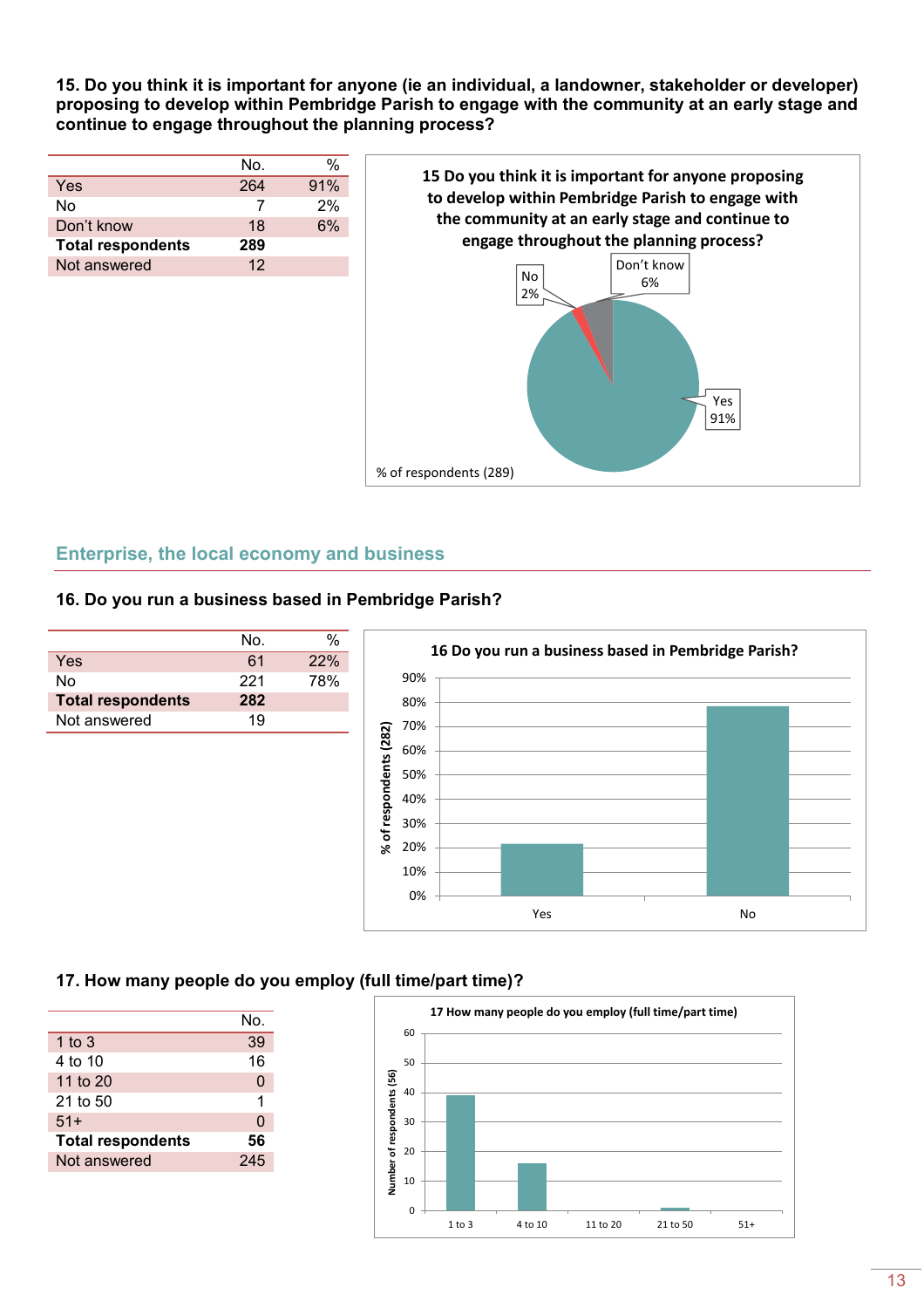**15. Do you think it is important for anyone (ie an individual, a landowner, stakeholder or developer) proposing to develop within Pembridge Parish to engage with the community at an early stage and continue to engage throughout the planning process?**

| | No. | % |
|---|---|---|
| Yes | 264 | 91% |
| No | 7 | 2% |
| Don't know | 18 | 6% |
| **Total respondents** | **289** | |
| Not answered | 12 | |

## Enterprise, the local economy and business

**16. Do you run a business based in Pembridge Parish?**

| | No. | % |
|---|---|---|
| Yes | 61 | 22% |
| No | 221 | 78% |
| **Total respondents** | **282** | |
| Not answered | 19 | |

**17. How many people do you employ (full time/part time)?**

| | No. |
|---|---|
| 1 to 3 | 39 |
| 4 to 10 | 16 |
| 11 to 20 | 0 |
| 21 to 50 | 1 |
| 51+ | 0 |
| **Total respondents** | **56** |
| Not answered | 245 |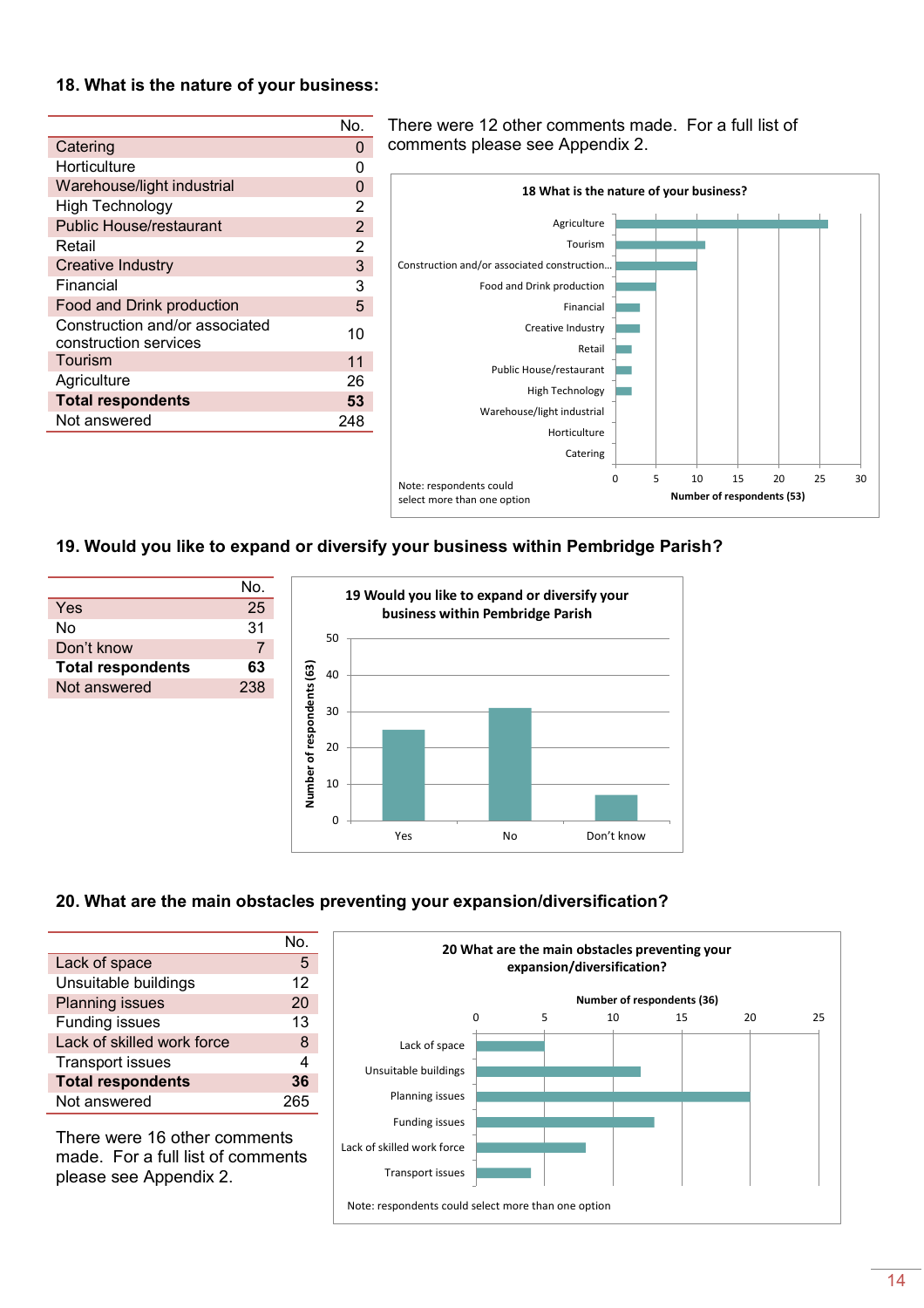## 18. What is the nature of your business:

| | No. |
|---|---|
| Catering | 0 |
| Horticulture | 0 |
| Warehouse/light industrial | 0 |
| High Technology | 2 |
| Public House/restaurant | 2 |
| Retail | 2 |
| Creative Industry | 3 |
| Financial | 3 |
| Food and Drink production | 5 |
| Construction and/or associated construction services | 10 |
| Tourism | 11 |
| Agriculture | 26 |
| **Total respondents** | **53** |
| Not answered | 248 |

There were 12 other comments made. For a full list of comments please see Appendix 2.

18 What is the nature of your business?

Note: respondents could select more than one option

Number of respondents (53)

## 19. Would you like to expand or diversify your business within Pembridge Parish?

| | No. |
|---|---|
| Yes | 25 |
| No | 31 |
| Don't know | 7 |
| **Total respondents** | **63** |
| Not answered | 238 |

19 Would you like to expand or diversify your business within Pembridge Parish

Number of respondents (63)

## 20. What are the main obstacles preventing your expansion/diversification?

| | No. |
|---|---|
| Lack of space | 5 |
| Unsuitable buildings | 12 |
| Planning issues | 20 |
| Funding issues | 13 |
| Lack of skilled work force | 8 |
| Transport issues | 4 |
| **Total respondents** | **36** |
| Not answered | 265 |

There were 16 other comments made. For a full list of comments please see Appendix 2.

20 What are the main obstacles preventing your expansion/diversification?

Number of respondents (36)

Note: respondents could select more than one option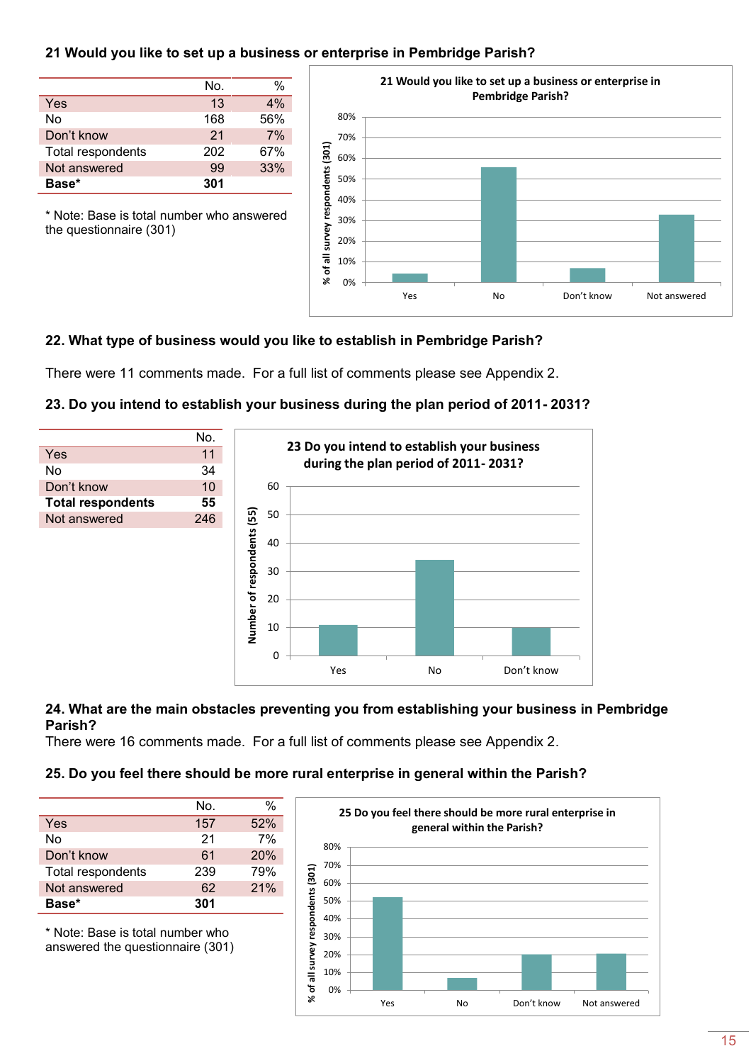### 21 Would you like to set up a business or enterprise in Pembridge Parish?

| | No. | % |
|---|---|---|
| Yes | 13 | 4% |
| No | 168 | 56% |
| Don't know | 21 | 7% |
| Total respondents | 202 | 67% |
| Not answered | 99 | 33% |
| **Base*** | **301** | |

* Note: Base is total number who answered the questionnaire (301)

### 22. What type of business would you like to establish in Pembridge Parish?

There were 11 comments made. For a full list of comments please see Appendix 2.

### 23. Do you intend to establish your business during the plan period of 2011- 2031?

| | No. |
|---|---|
| Yes | 11 |
| No | 34 |
| Don't know | 10 |
| **Total respondents** | **55** |
| Not answered | 246 |

### 24. What are the main obstacles preventing you from establishing your business in Pembridge Parish?

There were 16 comments made. For a full list of comments please see Appendix 2.

### 25. Do you feel there should be more rural enterprise in general within the Parish?

| | No. | % |
|---|---|---|
| Yes | 157 | 52% |
| No | 21 | 7% |
| Don't know | 61 | 20% |
| Total respondents | 239 | 79% |
| Not answered | 62 | 21% |
| **Base*** | **301** | |

* Note: Base is total number who answered the questionnaire (301)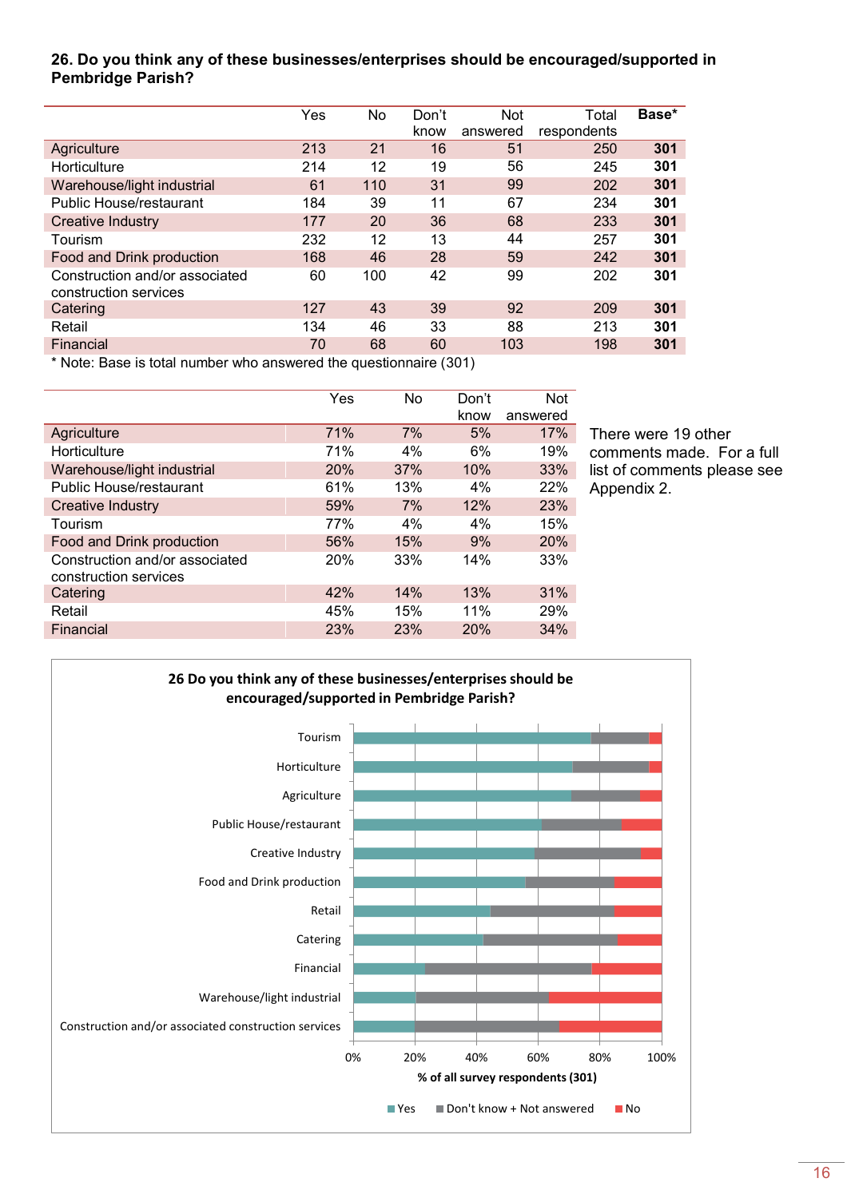**26. Do you think any of these businesses/enterprises should be encouraged/supported in Pembridge Parish?**

| | Yes | No | Don't know | Not answered | Total respondents | Base* |
|---|---|---|---|---|---|---|
| Agriculture | 213 | 21 | 16 | 51 | 250 | **301** |
| Horticulture | 214 | 12 | 19 | 56 | 245 | **301** |
| Warehouse/light industrial | 61 | 110 | 31 | 99 | 202 | **301** |
| Public House/restaurant | 184 | 39 | 11 | 67 | 234 | **301** |
| Creative Industry | 177 | 20 | 36 | 68 | 233 | **301** |
| Tourism | 232 | 12 | 13 | 44 | 257 | **301** |
| Food and Drink production | 168 | 46 | 28 | 59 | 242 | **301** |
| Construction and/or associated construction services | 60 | 100 | 42 | 99 | 202 | **301** |
| Catering | 127 | 43 | 39 | 92 | 209 | **301** |
| Retail | 134 | 46 | 33 | 88 | 213 | **301** |
| Financial | 70 | 68 | 60 | 103 | 198 | **301** |

* Note: Base is total number who answered the questionnaire (301)

| | Yes | No | Don't know | Not answered |
|---|---|---|---|---|
| Agriculture | 71% | 7% | 5% | 17% |
| Horticulture | 71% | 4% | 6% | 19% |
| Warehouse/light industrial | 20% | 37% | 10% | 33% |
| Public House/restaurant | 61% | 13% | 4% | 22% |
| Creative Industry | 59% | 7% | 12% | 23% |
| Tourism | 77% | 4% | 4% | 15% |
| Food and Drink production | 56% | 15% | 9% | 20% |
| Construction and/or associated construction services | 20% | 33% | 14% | 33% |
| Catering | 42% | 14% | 13% | 31% |
| Retail | 45% | 15% | 11% | 29% |
| Financial | 23% | 23% | 20% | 34% |

There were 19 other comments made. For a full list of comments please see Appendix 2.

**26 Do you think any of these businesses/enterprises should be encouraged/supported in Pembridge Parish?**

Tourism
Horticulture
Agriculture
Public House/restaurant
Creative Industry
Food and Drink production
Retail
Catering
Financial
Warehouse/light industrial
Construction and/or associated construction services

0% 20% 40% 60% 80% 100%

% of all survey respondents (301)

Yes | Don't know + Not answered | No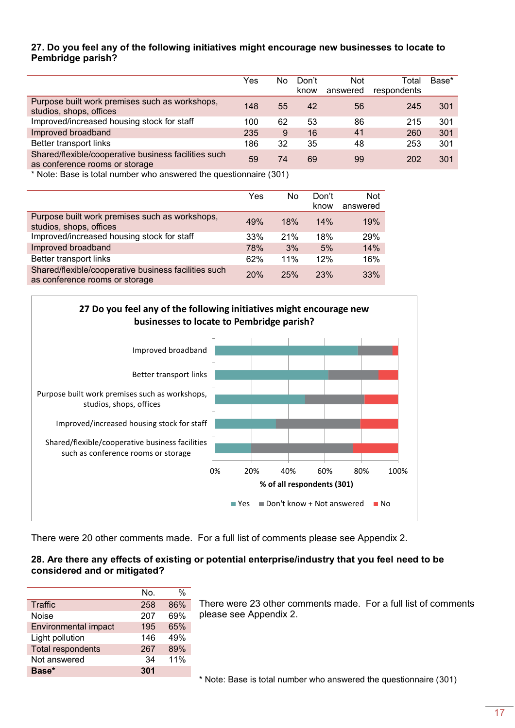**27. Do you feel any of the following initiatives might encourage new businesses to locate to Pembridge parish?**

| | Yes | No | Don't know | Not answered | Total respondents | Base* |
|---|---|---|---|---|---|---|
| Purpose built work premises such as workshops, studios, shops, offices | 148 | 55 | 42 | 56 | 245 | 301 |
| Improved/increased housing stock for staff | 100 | 62 | 53 | 86 | 215 | 301 |
| Improved broadband | 235 | 9 | 16 | 41 | 260 | 301 |
| Better transport links | 186 | 32 | 35 | 48 | 253 | 301 |
| Shared/flexible/cooperative business facilities such as conference rooms or storage | 59 | 74 | 69 | 99 | 202 | 301 |

* Note: Base is total number who answered the questionnaire (301)

| | Yes | No | Don't know | Not answered |
|---|---|---|---|---|
| Purpose built work premises such as workshops, studios, shops, offices | 49% | 18% | 14% | 19% |
| Improved/increased housing stock for staff | 33% | 21% | 18% | 29% |
| Improved broadband | 78% | 3% | 5% | 14% |
| Better transport links | 62% | 11% | 12% | 16% |
| Shared/flexible/cooperative business facilities such as conference rooms or storage | 20% | 25% | 23% | 33% |

**27 Do you feel any of the following initiatives might encourage new businesses to locate to Pembridge parish?**

(Stacked bar chart, % of all respondents (301): Yes / Don't know + Not answered / No — Improved broadband; Better transport links; Purpose built work premises such as workshops, studios, shops, offices; Improved/increased housing stock for staff; Shared/flexible/cooperative business facilities such as conference rooms or storage)

There were 20 other comments made. For a full list of comments please see Appendix 2.

**28. Are there any effects of existing or potential enterprise/industry that you feel need to be considered and or mitigated?**

| | No. | % |
|---|---|---|
| Traffic | 258 | 86% |
| Noise | 207 | 69% |
| Environmental impact | 195 | 65% |
| Light pollution | 146 | 49% |
| Total respondents | 267 | 89% |
| Not answered | 34 | 11% |
| **Base*** | **301** | |

There were 23 other comments made. For a full list of comments please see Appendix 2.

* Note: Base is total number who answered the questionnaire (301)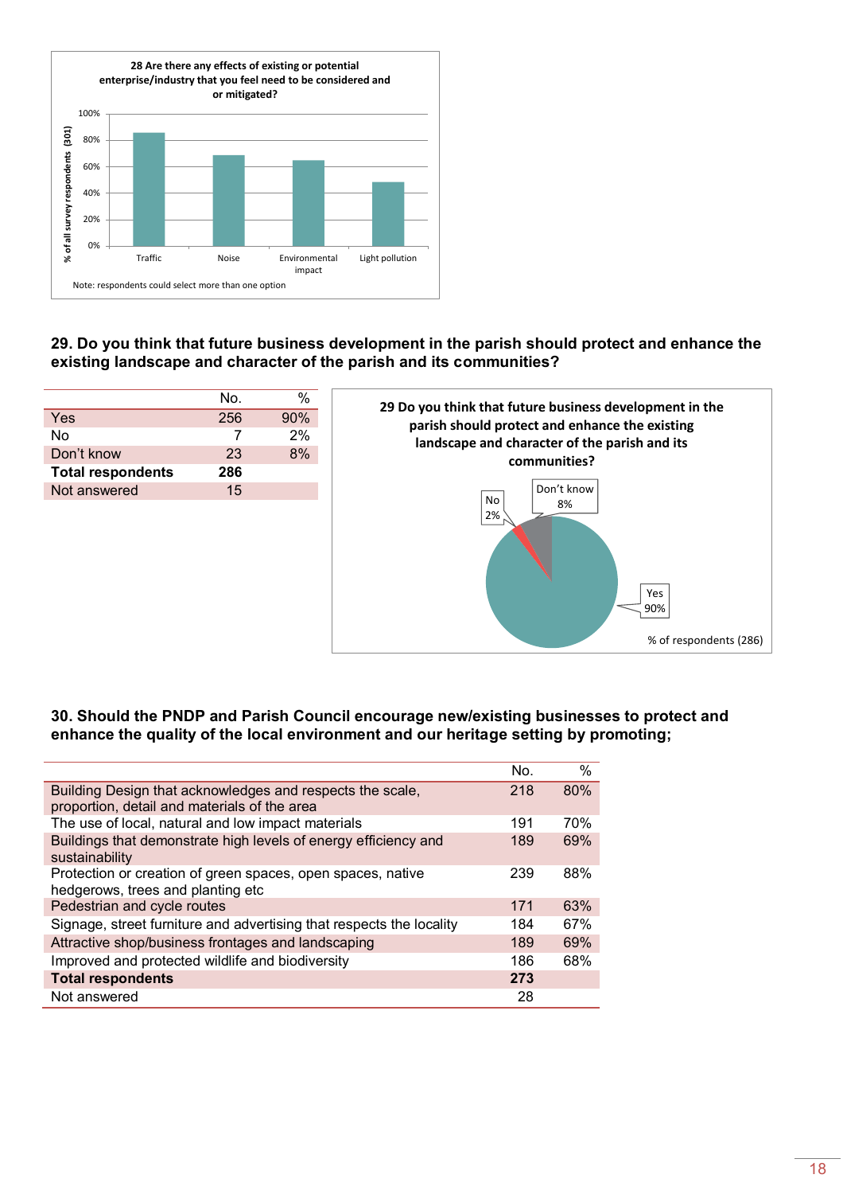**28 Are there any effects of existing or potential enterprise/industry that you feel need to be considered and or mitigated?**

% of all survey respondents (301)

Traffic, Noise, Environmental impact, Light pollution

Note: respondents could select more than one option

## 29. Do you think that future business development in the parish should protect and enhance the existing landscape and character of the parish and its communities?

| | No. | % |
|---|---|---|
| Yes | 256 | 90% |
| No | 7 | 2% |
| Don't know | 23 | 8% |
| **Total respondents** | **286** | |
| Not answered | 15 | |

**29 Do you think that future business development in the parish should protect and enhance the existing landscape and character of the parish and its communities?**

No 2%, Don't know 8%, Yes 90%

% of respondents (286)

## 30. Should the PNDP and Parish Council encourage new/existing businesses to protect and enhance the quality of the local environment and our heritage setting by promoting;

| | No. | % |
|---|---|---|
| Building Design that acknowledges and respects the scale, proportion, detail and materials of the area | 218 | 80% |
| The use of local, natural and low impact materials | 191 | 70% |
| Buildings that demonstrate high levels of energy efficiency and sustainability | 189 | 69% |
| Protection or creation of green spaces, open spaces, native hedgerows, trees and planting etc | 239 | 88% |
| Pedestrian and cycle routes | 171 | 63% |
| Signage, street furniture and advertising that respects the locality | 184 | 67% |
| Attractive shop/business frontages and landscaping | 189 | 69% |
| Improved and protected wildlife and biodiversity | 186 | 68% |
| **Total respondents** | **273** | |
| Not answered | 28 | |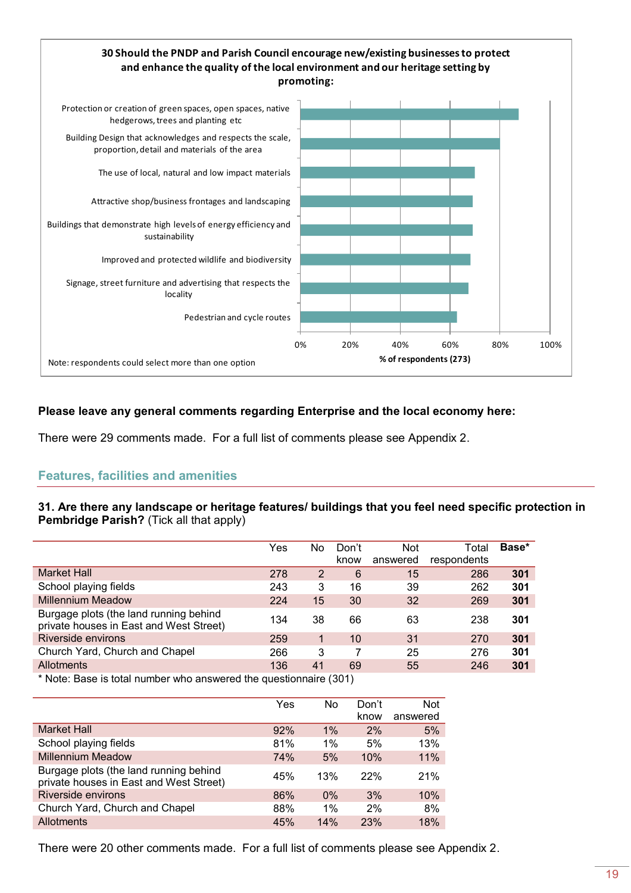**30 Should the PNDP and Parish Council encourage new/existing businesses to protect and enhance the quality of the local environment and our heritage setting by promoting:**

- Protection or creation of green spaces, open spaces, native hedgerows, trees and planting etc
- Building Design that acknowledges and respects the scale, proportion, detail and materials of the area
- The use of local, natural and low impact materials
- Attractive shop/business frontages and landscaping
- Buildings that demonstrate high levels of energy efficiency and sustainability
- Improved and protected wildlife and biodiversity
- Signage, street furniture and advertising that respects the locality
- Pedestrian and cycle routes

% of respondents (273)

Note: respondents could select more than one option

**Please leave any general comments regarding Enterprise and the local economy here:**

There were 29 comments made. For a full list of comments please see Appendix 2.

## Features, facilities and amenities

**31. Are there any landscape or heritage features/ buildings that you feel need specific protection in Pembridge Parish?** (Tick all that apply)

| | Yes | No | Don't know | Not answered | Total respondents | Base* |
|---|---|---|---|---|---|---|
| Market Hall | 278 | 2 | 6 | 15 | 286 | **301** |
| School playing fields | 243 | 3 | 16 | 39 | 262 | **301** |
| Millennium Meadow | 224 | 15 | 30 | 32 | 269 | **301** |
| Burgage plots (the land running behind private houses in East and West Street) | 134 | 38 | 66 | 63 | 238 | **301** |
| Riverside environs | 259 | 1 | 10 | 31 | 270 | **301** |
| Church Yard, Church and Chapel | 266 | 3 | 7 | 25 | 276 | **301** |
| Allotments | 136 | 41 | 69 | 55 | 246 | **301** |

\* Note: Base is total number who answered the questionnaire (301)

| | Yes | No | Don't know | Not answered |
|---|---|---|---|---|
| Market Hall | 92% | 1% | 2% | 5% |
| School playing fields | 81% | 1% | 5% | 13% |
| Millennium Meadow | 74% | 5% | 10% | 11% |
| Burgage plots (the land running behind private houses in East and West Street) | 45% | 13% | 22% | 21% |
| Riverside environs | 86% | 0% | 3% | 10% |
| Church Yard, Church and Chapel | 88% | 1% | 2% | 8% |
| Allotments | 45% | 14% | 23% | 18% |

There were 20 other comments made. For a full list of comments please see Appendix 2.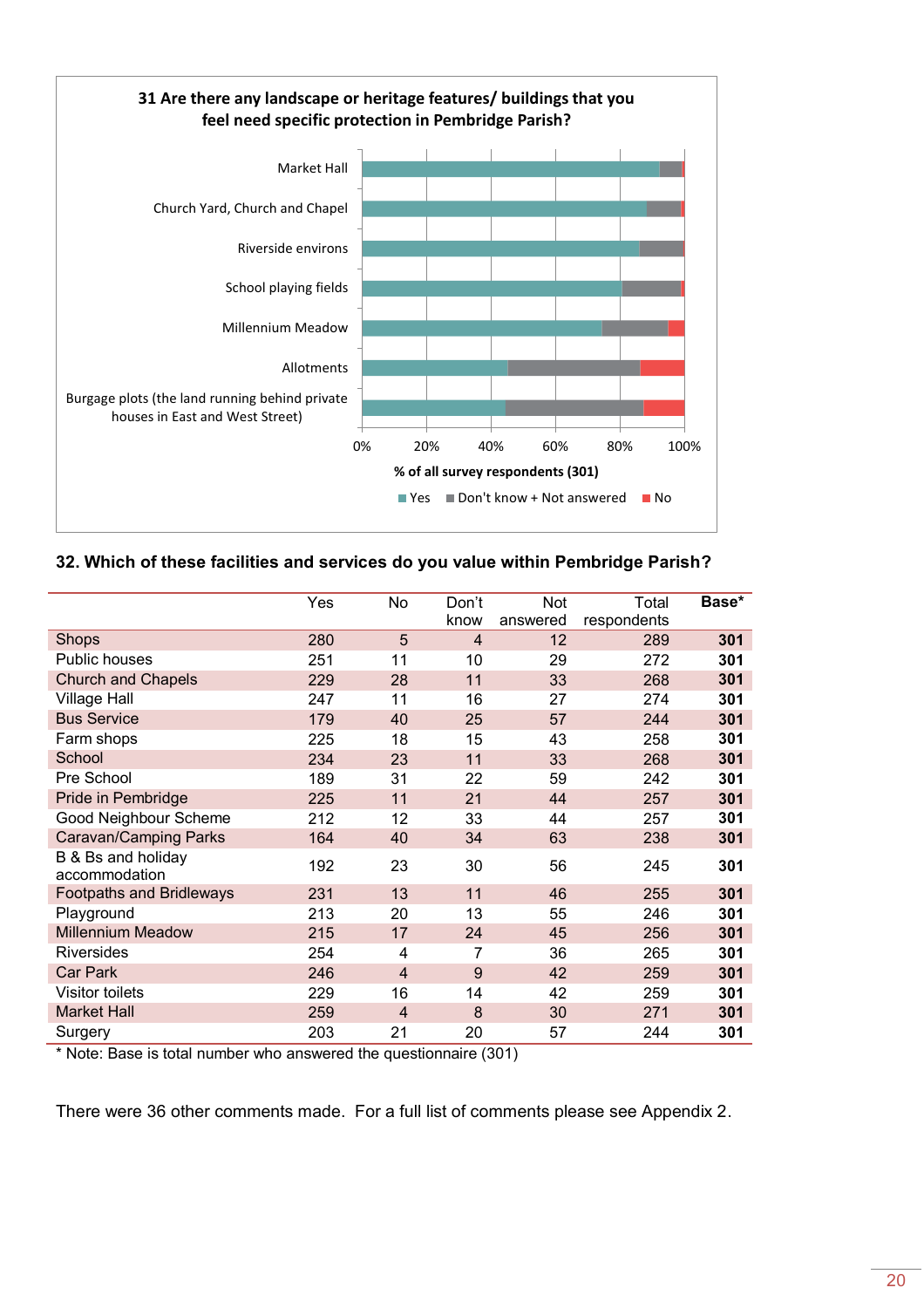**31 Are there any landscape or heritage features/ buildings that you feel need specific protection in Pembridge Parish?**

Market Hall
Church Yard, Church and Chapel
Riverside environs
School playing fields
Millennium Meadow
Allotments
Burgage plots (the land running behind private houses in East and West Street)

0% 20% 40% 60% 80% 100%

% of all survey respondents (301)

Yes ■ Don't know + Not answered ■ No

**32. Which of these facilities and services do you value within Pembridge Parish?**

| | Yes | No | Don't know | Not answered | Total respondents | Base* |
|---|---|---|---|---|---|---|
| Shops | 280 | 5 | 4 | 12 | 289 | **301** |
| Public houses | 251 | 11 | 10 | 29 | 272 | **301** |
| Church and Chapels | 229 | 28 | 11 | 33 | 268 | **301** |
| Village Hall | 247 | 11 | 16 | 27 | 274 | **301** |
| Bus Service | 179 | 40 | 25 | 57 | 244 | **301** |
| Farm shops | 225 | 18 | 15 | 43 | 258 | **301** |
| School | 234 | 23 | 11 | 33 | 268 | **301** |
| Pre School | 189 | 31 | 22 | 59 | 242 | **301** |
| Pride in Pembridge | 225 | 11 | 21 | 44 | 257 | **301** |
| Good Neighbour Scheme | 212 | 12 | 33 | 44 | 257 | **301** |
| Caravan/Camping Parks | 164 | 40 | 34 | 63 | 238 | **301** |
| B & Bs and holiday accommodation | 192 | 23 | 30 | 56 | 245 | **301** |
| Footpaths and Bridleways | 231 | 13 | 11 | 46 | 255 | **301** |
| Playground | 213 | 20 | 13 | 55 | 246 | **301** |
| Millennium Meadow | 215 | 17 | 24 | 45 | 256 | **301** |
| Riversides | 254 | 4 | 7 | 36 | 265 | **301** |
| Car Park | 246 | 4 | 9 | 42 | 259 | **301** |
| Visitor toilets | 229 | 16 | 14 | 42 | 259 | **301** |
| Market Hall | 259 | 4 | 8 | 30 | 271 | **301** |
| Surgery | 203 | 21 | 20 | 57 | 244 | **301** |

* Note: Base is total number who answered the questionnaire (301)

There were 36 other comments made. For a full list of comments please see Appendix 2.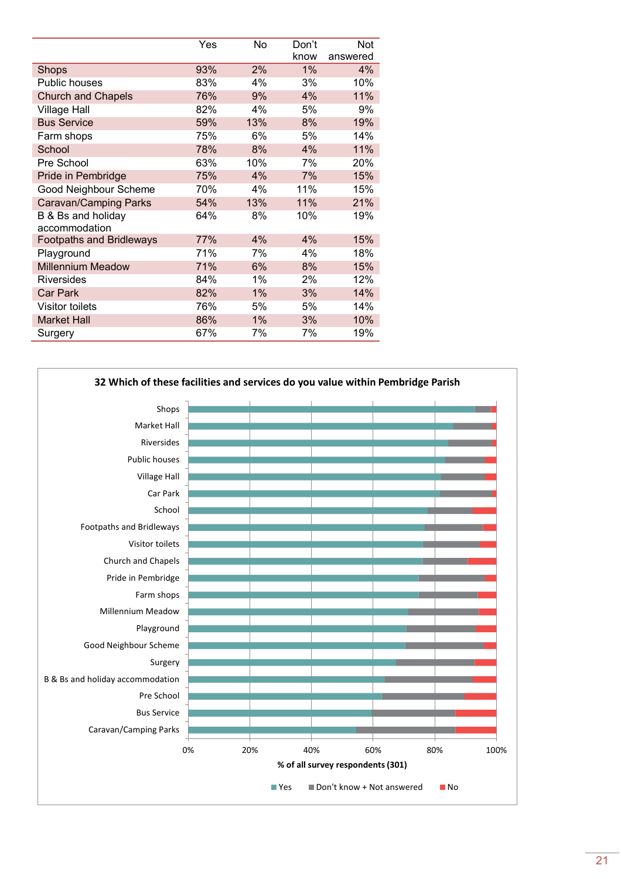| | Yes | No | Don't know | Not answered |
|---|---|---|---|---|
| Shops | 93% | 2% | 1% | 4% |
| Public houses | 83% | 4% | 3% | 10% |
| Church and Chapels | 76% | 9% | 4% | 11% |
| Village Hall | 82% | 4% | 5% | 9% |
| Bus Service | 59% | 13% | 8% | 19% |
| Farm shops | 75% | 6% | 5% | 14% |
| School | 78% | 8% | 4% | 11% |
| Pre School | 63% | 10% | 7% | 20% |
| Pride in Pembridge | 75% | 4% | 7% | 15% |
| Good Neighbour Scheme | 70% | 4% | 11% | 15% |
| Caravan/Camping Parks | 54% | 13% | 11% | 21% |
| B & Bs and holiday accommodation | 64% | 8% | 10% | 19% |
| Footpaths and Bridleways | 77% | 4% | 4% | 15% |
| Playground | 71% | 7% | 4% | 18% |
| Millennium Meadow | 71% | 6% | 8% | 15% |
| Riversides | 84% | 1% | 2% | 12% |
| Car Park | 82% | 1% | 3% | 14% |
| Visitor toilets | 76% | 5% | 5% | 14% |
| Market Hall | 86% | 1% | 3% | 10% |
| Surgery | 67% | 7% | 7% | 19% |

**32 Which of these facilities and services do you value within Pembridge Parish**

Shops, Market Hall, Riversides, Public houses, Village Hall, Car Park, School, Footpaths and Bridleways, Visitor toilets, Church and Chapels, Pride in Pembridge, Farm shops, Millennium Meadow, Playground, Good Neighbour Scheme, Surgery, B & Bs and holiday accommodation, Pre School, Bus Service, Caravan/Camping Parks

0% 20% 40% 60% 80% 100%

% of all survey respondents (301)

Yes | Don't know + Not answered | No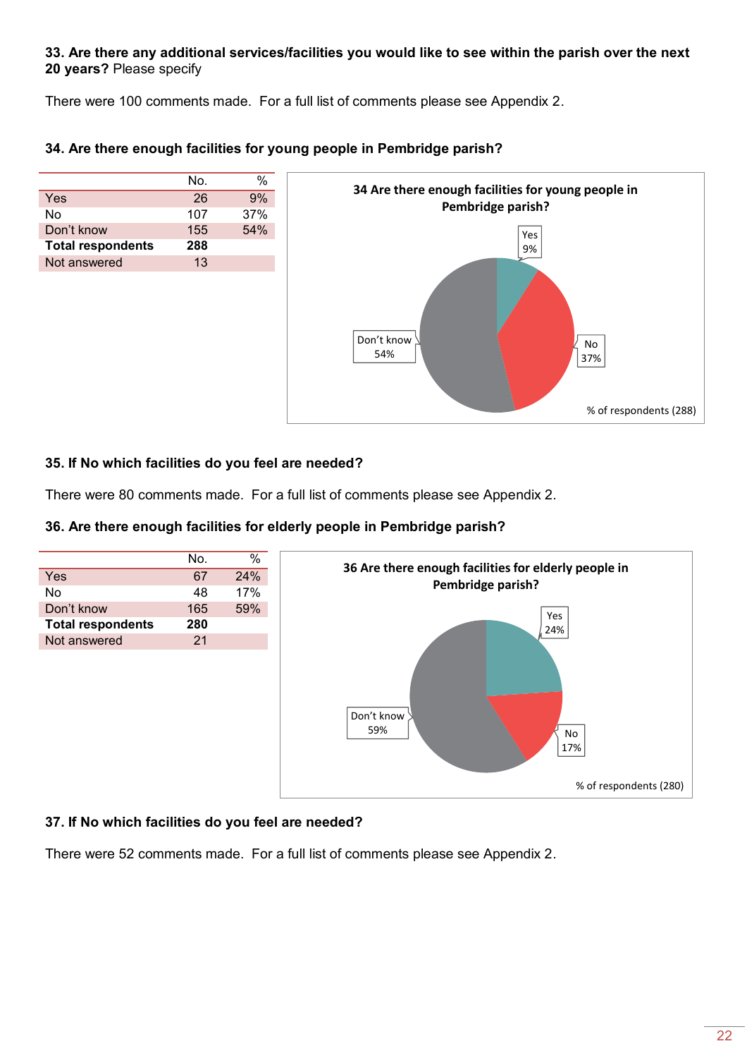**33. Are there any additional services/facilities you would like to see within the parish over the next 20 years?** Please specify

There were 100 comments made. For a full list of comments please see Appendix 2.

**34. Are there enough facilities for young people in Pembridge parish?**

| | No. | % |
|---|---|---|
| Yes | 26 | 9% |
| No | 107 | 37% |
| Don't know | 155 | 54% |
| **Total respondents** | **288** | |
| Not answered | 13 | |

**35. If No which facilities do you feel are needed?**

There were 80 comments made. For a full list of comments please see Appendix 2.

**36. Are there enough facilities for elderly people in Pembridge parish?**

| | No. | % |
|---|---|---|
| Yes | 67 | 24% |
| No | 48 | 17% |
| Don't know | 165 | 59% |
| **Total respondents** | **280** | |
| Not answered | 21 | |

**37. If No which facilities do you feel are needed?**

There were 52 comments made. For a full list of comments please see Appendix 2.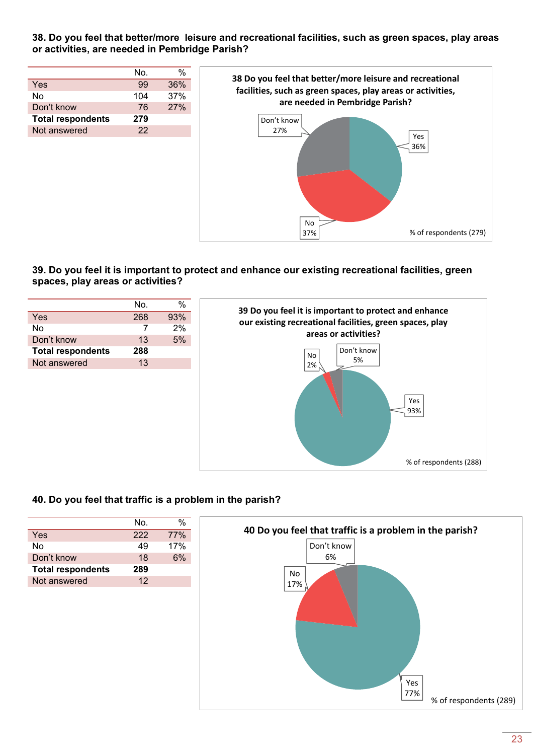**38. Do you feel that better/more leisure and recreational facilities, such as green spaces, play areas or activities, are needed in Pembridge Parish?**

| | No. | % |
|---|---|---|
| Yes | 99 | 36% |
| No | 104 | 37% |
| Don't know | 76 | 27% |
| **Total respondents** | **279** | |
| Not answered | 22 | |

38 Do you feel that better/more leisure and recreational facilities, such as green spaces, play areas or activities, are needed in Pembridge Parish?

Don't know 27%, Yes 36%, No 37%

% of respondents (279)

**39. Do you feel it is important to protect and enhance our existing recreational facilities, green spaces, play areas or activities?**

| | No. | % |
|---|---|---|
| Yes | 268 | 93% |
| No | 7 | 2% |
| Don't know | 13 | 5% |
| **Total respondents** | **288** | |
| Not answered | 13 | |

39 Do you feel it is important to protect and enhance our existing recreational facilities, green spaces, play areas or activities?

No 2%, Don't know 5%, Yes 93%

% of respondents (288)

**40. Do you feel that traffic is a problem in the parish?**

| | No. | % |
|---|---|---|
| Yes | 222 | 77% |
| No | 49 | 17% |
| Don't know | 18 | 6% |
| **Total respondents** | **289** | |
| Not answered | 12 | |

40 Do you feel that traffic is a problem in the parish?

Don't know 6%, No 17%, Yes 77%

% of respondents (289)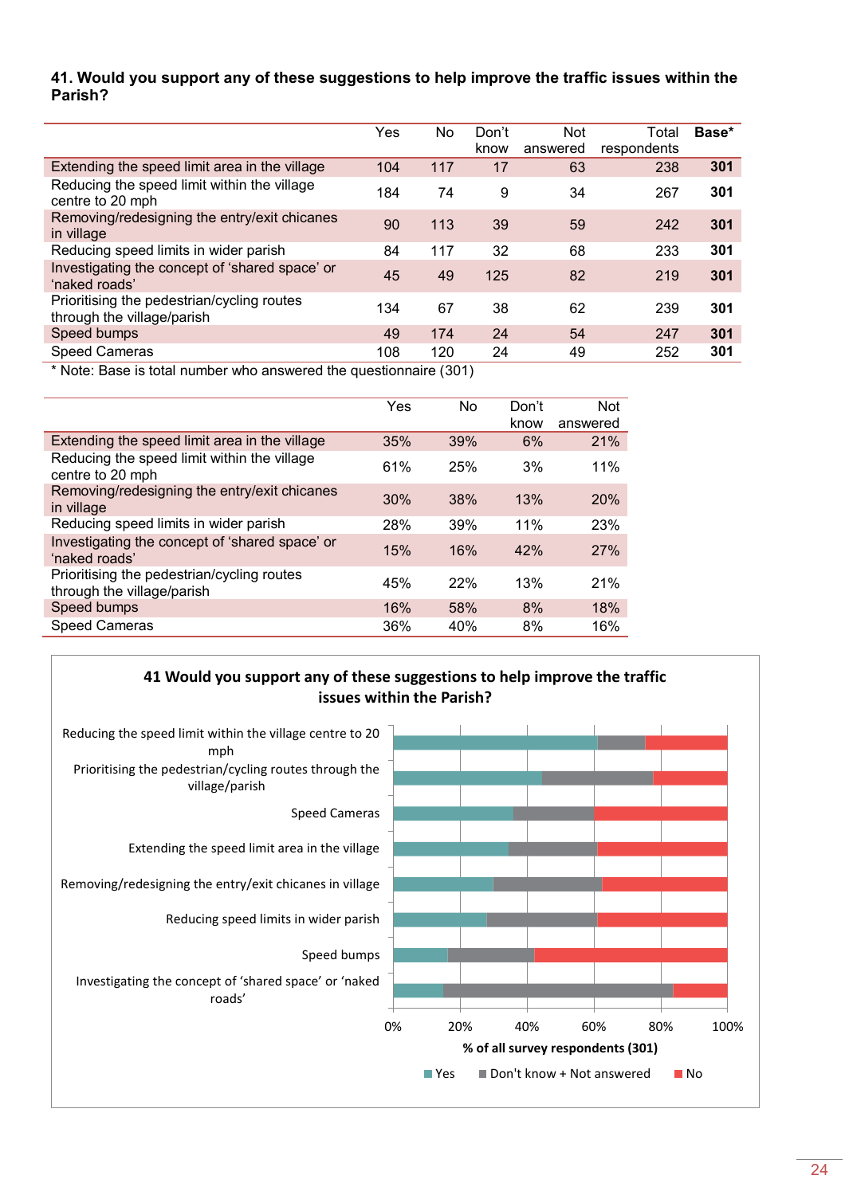**41. Would you support any of these suggestions to help improve the traffic issues within the Parish?**

| | Yes | No | Don't know | Not answered | Total respondents | Base* |
|---|---|---|---|---|---|---|
| Extending the speed limit area in the village | 104 | 117 | 17 | 63 | 238 | **301** |
| Reducing the speed limit within the village centre to 20 mph | 184 | 74 | 9 | 34 | 267 | **301** |
| Removing/redesigning the entry/exit chicanes in village | 90 | 113 | 39 | 59 | 242 | **301** |
| Reducing speed limits in wider parish | 84 | 117 | 32 | 68 | 233 | **301** |
| Investigating the concept of 'shared space' or 'naked roads' | 45 | 49 | 125 | 82 | 219 | **301** |
| Prioritising the pedestrian/cycling routes through the village/parish | 134 | 67 | 38 | 62 | 239 | **301** |
| Speed bumps | 49 | 174 | 24 | 54 | 247 | **301** |
| Speed Cameras | 108 | 120 | 24 | 49 | 252 | **301** |

* Note: Base is total number who answered the questionnaire (301)

| | Yes | No | Don't know | Not answered |
|---|---|---|---|---|
| Extending the speed limit area in the village | 35% | 39% | 6% | 21% |
| Reducing the speed limit within the village centre to 20 mph | 61% | 25% | 3% | 11% |
| Removing/redesigning the entry/exit chicanes in village | 30% | 38% | 13% | 20% |
| Reducing speed limits in wider parish | 28% | 39% | 11% | 23% |
| Investigating the concept of 'shared space' or 'naked roads' | 15% | 16% | 42% | 27% |
| Prioritising the pedestrian/cycling routes through the village/parish | 45% | 22% | 13% | 21% |
| Speed bumps | 16% | 58% | 8% | 18% |
| Speed Cameras | 36% | 40% | 8% | 16% |

**41 Would you support any of these suggestions to help improve the traffic issues within the Parish?**

Reducing the speed limit within the village centre to 20 mph
Prioritising the pedestrian/cycling routes through the village/parish
Speed Cameras
Extending the speed limit area in the village
Removing/redesigning the entry/exit chicanes in village
Reducing speed limits in wider parish
Speed bumps
Investigating the concept of 'shared space' or 'naked roads'

0% 20% 40% 60% 80% 100%

% of all survey respondents (301)

Yes | Don't know + Not answered | No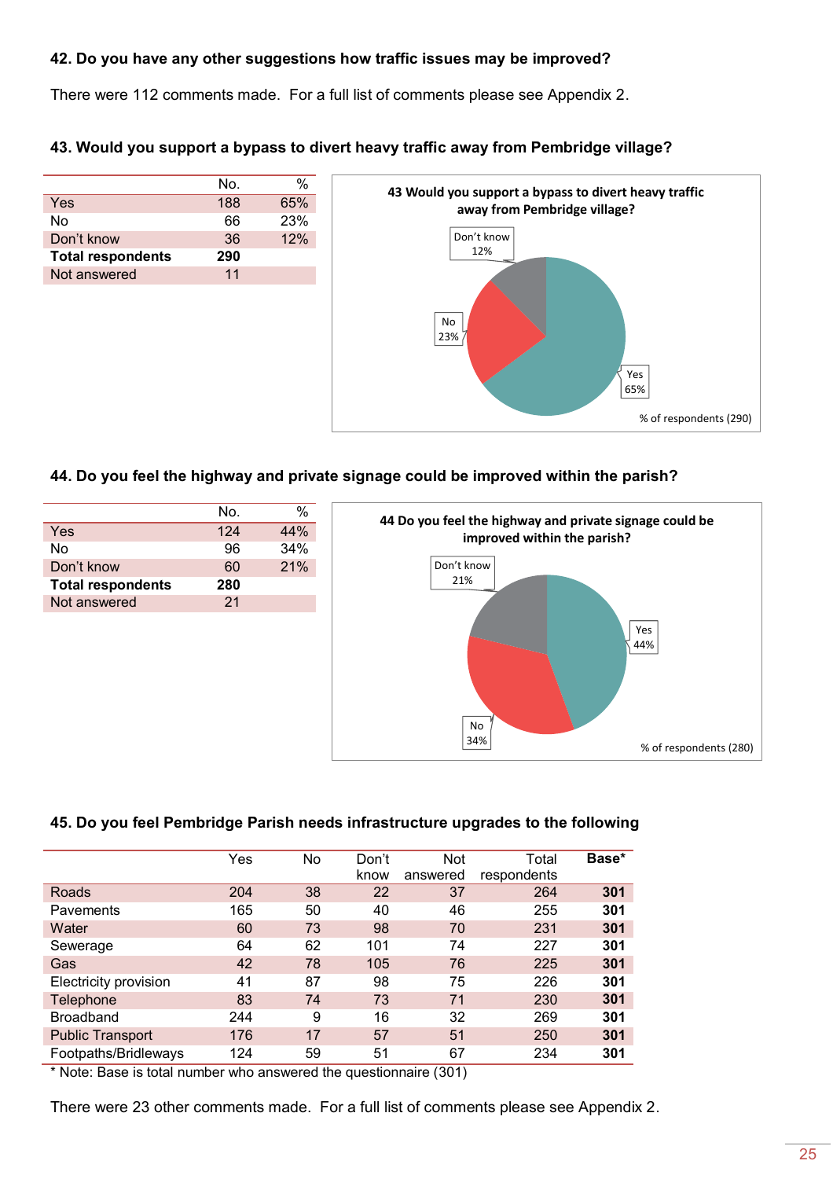**42. Do you have any other suggestions how traffic issues may be improved?**

There were 112 comments made. For a full list of comments please see Appendix 2.

**43. Would you support a bypass to divert heavy traffic away from Pembridge village?**

| | No. | % |
|---|---|---|
| Yes | 188 | 65% |
| No | 66 | 23% |
| Don't know | 36 | 12% |
| **Total respondents** | **290** | |
| Not answered | 11 | |

43 Would you support a bypass to divert heavy traffic away from Pembridge village?

Don't know 12%
No 23%
Yes 65%

% of respondents (290)

**44. Do you feel the highway and private signage could be improved within the parish?**

| | No. | % |
|---|---|---|
| Yes | 124 | 44% |
| No | 96 | 34% |
| Don't know | 60 | 21% |
| **Total respondents** | **280** | |
| Not answered | 21 | |

44 Do you feel the highway and private signage could be improved within the parish?

Don't know 21%
Yes 44%
No 34%

% of respondents (280)

**45. Do you feel Pembridge Parish needs infrastructure upgrades to the following**

| | Yes | No | Don't know | Not answered | Total respondents | **Base*** |
|---|---|---|---|---|---|---|
| Roads | 204 | 38 | 22 | 37 | 264 | **301** |
| Pavements | 165 | 50 | 40 | 46 | 255 | **301** |
| Water | 60 | 73 | 98 | 70 | 231 | **301** |
| Sewerage | 64 | 62 | 101 | 74 | 227 | **301** |
| Gas | 42 | 78 | 105 | 76 | 225 | **301** |
| Electricity provision | 41 | 87 | 98 | 75 | 226 | **301** |
| Telephone | 83 | 74 | 73 | 71 | 230 | **301** |
| Broadband | 244 | 9 | 16 | 32 | 269 | **301** |
| Public Transport | 176 | 17 | 57 | 51 | 250 | **301** |
| Footpaths/Bridleways | 124 | 59 | 51 | 67 | 234 | **301** |

* Note: Base is total number who answered the questionnaire (301)

There were 23 other comments made. For a full list of comments please see Appendix 2.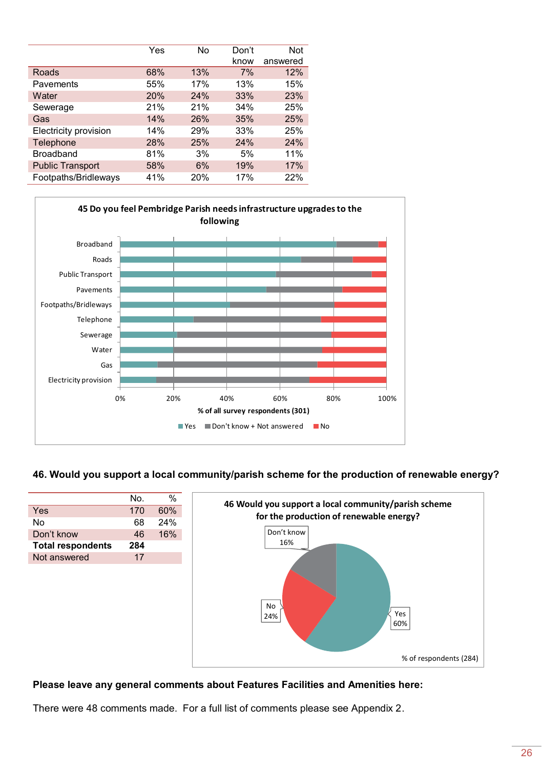| | Yes | No | Don't know | Not answered |
|---|---|---|---|---|
| Roads | 68% | 13% | 7% | 12% |
| Pavements | 55% | 17% | 13% | 15% |
| Water | 20% | 24% | 33% | 23% |
| Sewerage | 21% | 21% | 34% | 25% |
| Gas | 14% | 26% | 35% | 25% |
| Electricity provision | 14% | 29% | 33% | 25% |
| Telephone | 28% | 25% | 24% | 24% |
| Broadband | 81% | 3% | 5% | 11% |
| Public Transport | 58% | 6% | 19% | 17% |
| Footpaths/Bridleways | 41% | 20% | 17% | 22% |

**45 Do you feel Pembridge Parish needs infrastructure upgrades to the following**

Broadband, Roads, Public Transport, Pavements, Footpaths/Bridleways, Telephone, Sewerage, Water, Gas, Electricity provision

0% 20% 40% 60% 80% 100%

% of all survey respondents (301)

Yes | Don't know + Not answered | No

### 46. Would you support a local community/parish scheme for the production of renewable energy?

| | No. | % |
|---|---|---|
| Yes | 170 | 60% |
| No | 68 | 24% |
| Don't know | 46 | 16% |
| **Total respondents** | **284** | |
| Not answered | 17 | |

**46 Would you support a local community/parish scheme for the production of renewable energy?**

Don't know 16%

No 24%

Yes 60%

% of respondents (284)

**Please leave any general comments about Features Facilities and Amenities here:**

There were 48 comments made. For a full list of comments please see Appendix 2.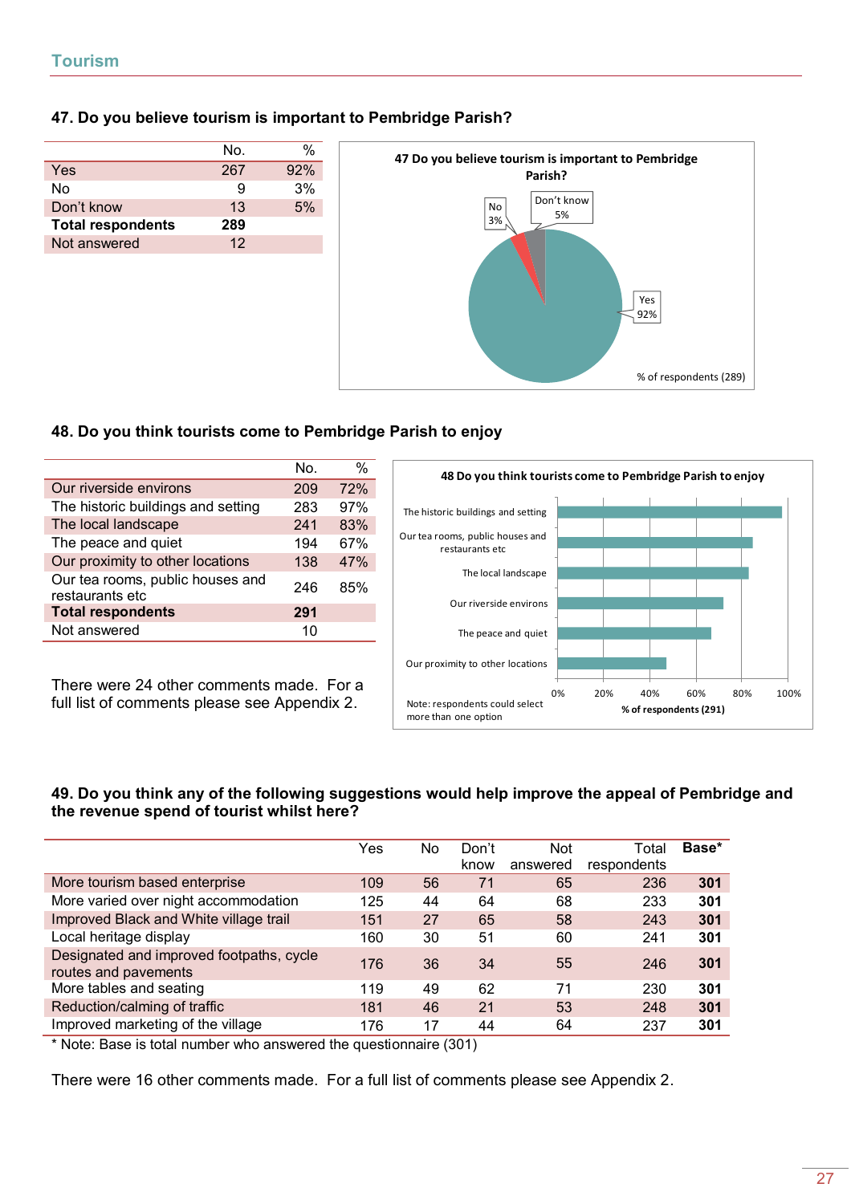## Tourism

### 47. Do you believe tourism is important to Pembridge Parish?

| | No. | % |
|---|---|---|
| Yes | 267 | 92% |
| No | 9 | 3% |
| Don't know | 13 | 5% |
| **Total respondents** | **289** | |
| Not answered | 12 | |

47 Do you believe tourism is important to Pembridge Parish?

No 3%
Don't know 5%
Yes 92%
% of respondents (289)

### 48. Do you think tourists come to Pembridge Parish to enjoy

| | No. | % |
|---|---|---|
| Our riverside environs | 209 | 72% |
| The historic buildings and setting | 283 | 97% |
| The local landscape | 241 | 83% |
| The peace and quiet | 194 | 67% |
| Our proximity to other locations | 138 | 47% |
| Our tea rooms, public houses and restaurants etc | 246 | 85% |
| **Total respondents** | **291** | |
| Not answered | 10 | |

There were 24 other comments made. For a full list of comments please see Appendix 2.

48 Do you think tourists come to Pembridge Parish to enjoy

The historic buildings and setting
Our tea rooms, public houses and restaurants etc
The local landscape
Our riverside environs
The peace and quiet
Our proximity to other locations

0% 20% 40% 60% 80% 100%
% of respondents (291)

Note: respondents could select more than one option

### 49. Do you think any of the following suggestions would help improve the appeal of Pembridge and the revenue spend of tourist whilst here?

| | Yes | No | Don't know | Not answered | Total respondents | **Base*** |
|---|---|---|---|---|---|---|
| More tourism based enterprise | 109 | 56 | 71 | 65 | 236 | **301** |
| More varied over night accommodation | 125 | 44 | 64 | 68 | 233 | **301** |
| Improved Black and White village trail | 151 | 27 | 65 | 58 | 243 | **301** |
| Local heritage display | 160 | 30 | 51 | 60 | 241 | **301** |
| Designated and improved footpaths, cycle routes and pavements | 176 | 36 | 34 | 55 | 246 | **301** |
| More tables and seating | 119 | 49 | 62 | 71 | 230 | **301** |
| Reduction/calming of traffic | 181 | 46 | 21 | 53 | 248 | **301** |
| Improved marketing of the village | 176 | 17 | 44 | 64 | 237 | **301** |

* Note: Base is total number who answered the questionnaire (301)

There were 16 other comments made. For a full list of comments please see Appendix 2.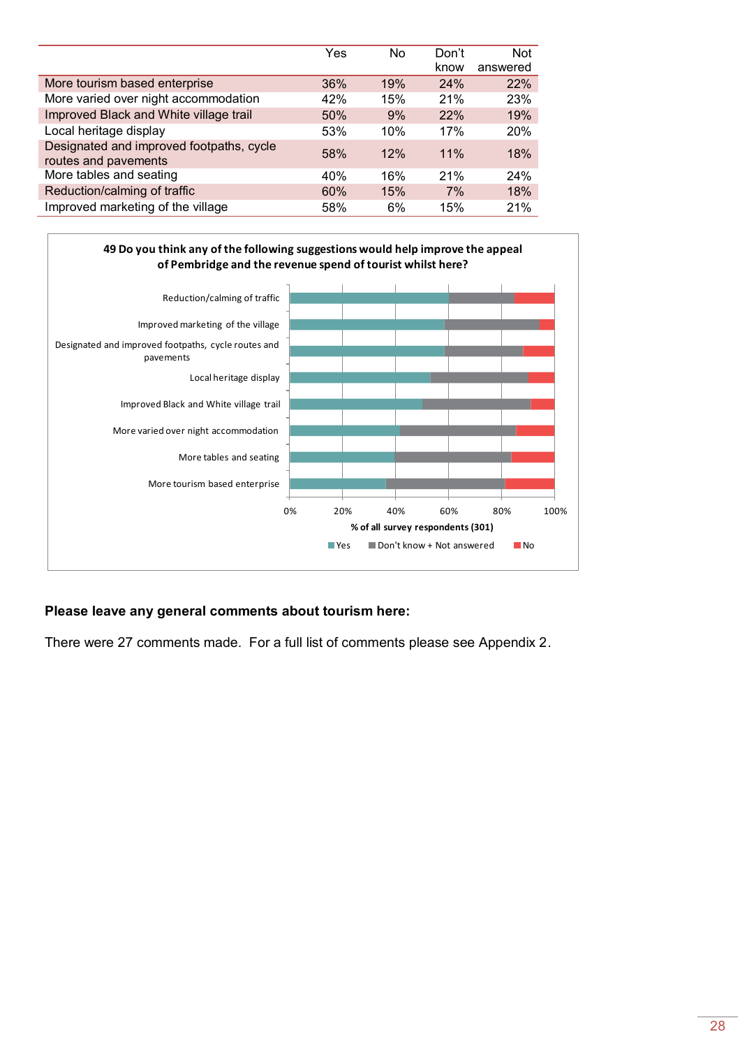| | Yes | No | Don't know | Not answered |
|---|---|---|---|---|
| More tourism based enterprise | 36% | 19% | 24% | 22% |
| More varied over night accommodation | 42% | 15% | 21% | 23% |
| Improved Black and White village trail | 50% | 9% | 22% | 19% |
| Local heritage display | 53% | 10% | 17% | 20% |
| Designated and improved footpaths, cycle routes and pavements | 58% | 12% | 11% | 18% |
| More tables and seating | 40% | 16% | 21% | 24% |
| Reduction/calming of traffic | 60% | 15% | 7% | 18% |
| Improved marketing of the village | 58% | 6% | 15% | 21% |

**49 Do you think any of the following suggestions would help improve the appeal of Pembridge and the revenue spend of tourist whilst here?**

(Chart: % of all survey respondents (301) — Yes; Don't know + Not answered; No — for Reduction/calming of traffic, Improved marketing of the village, Designated and improved footpaths, cycle routes and pavements, Local heritage display, Improved Black and White village trail, More varied over night accommodation, More tables and seating, More tourism based enterprise)

**Please leave any general comments about tourism here:**

There were 27 comments made. For a full list of comments please see Appendix 2.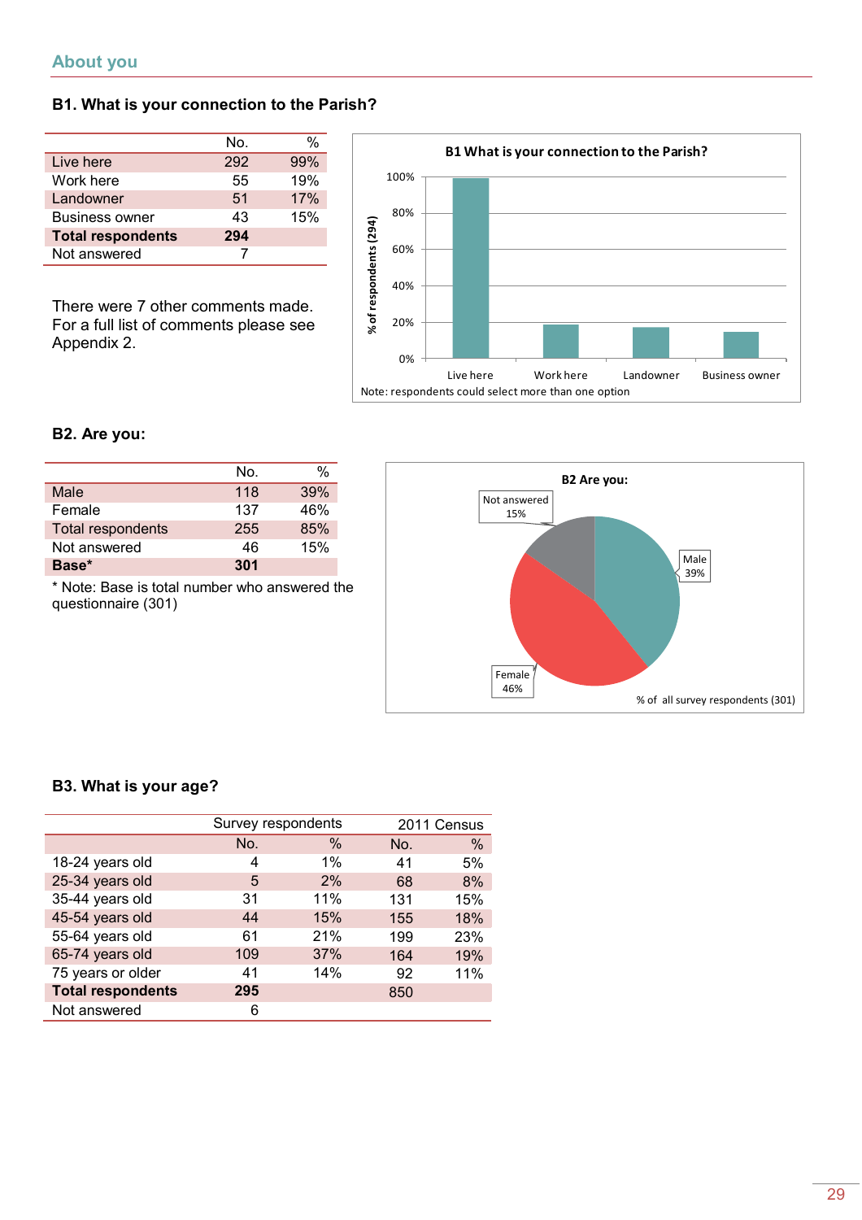## About you

### B1. What is your connection to the Parish?

| | No. | % |
|---|---|---|
| Live here | 292 | 99% |
| Work here | 55 | 19% |
| Landowner | 51 | 17% |
| Business owner | 43 | 15% |
| **Total respondents** | **294** | |
| Not answered | 7 | |

There were 7 other comments made. For a full list of comments please see Appendix 2.

**B1 What is your connection to the Parish?**

% of respondents (294)

Live here, Work here, Landowner, Business owner

Note: respondents could select more than one option

### B2. Are you:

| | No. | % |
|---|---|---|
| Male | 118 | 39% |
| Female | 137 | 46% |
| Total respondents | 255 | 85% |
| Not answered | 46 | 15% |
| **Base*** | **301** | |

* Note: Base is total number who answered the questionnaire (301)

**B2 Are you:**

Not answered 15%

Male 39%

Female 46%

% of all survey respondents (301)

### B3. What is your age?

| | Survey respondents | | 2011 Census | |
|---|---|---|---|---|
| | No. | % | No. | % |
| 18-24 years old | 4 | 1% | 41 | 5% |
| 25-34 years old | 5 | 2% | 68 | 8% |
| 35-44 years old | 31 | 11% | 131 | 15% |
| 45-54 years old | 44 | 15% | 155 | 18% |
| 55-64 years old | 61 | 21% | 199 | 23% |
| 65-74 years old | 109 | 37% | 164 | 19% |
| 75 years or older | 41 | 14% | 92 | 11% |
| **Total respondents** | **295** | | 850 | |
| Not answered | 6 | | | |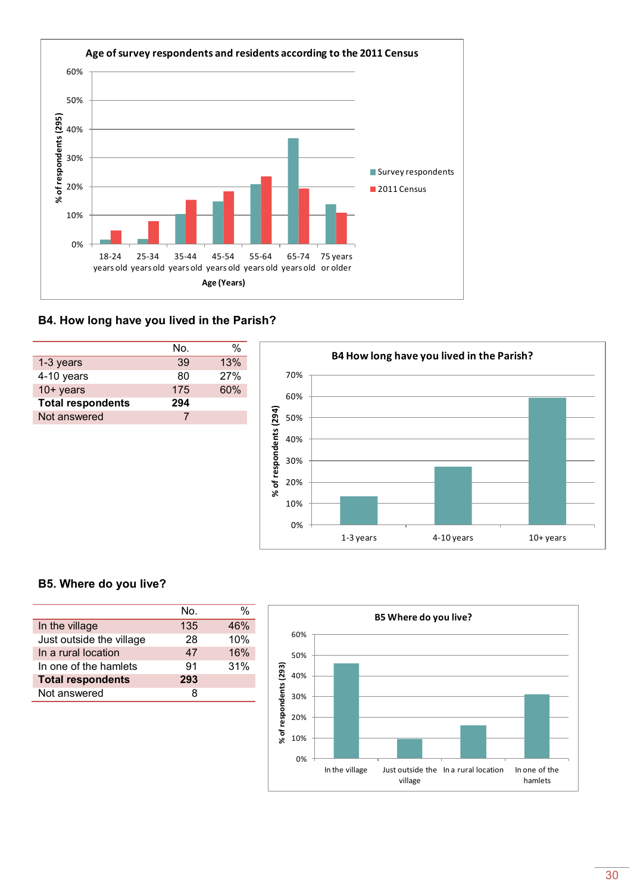Age of survey respondents and residents according to the 2011 Census

## B4. How long have you lived in the Parish?

| | No. | % |
|---|---|---|
| 1-3 years | 39 | 13% |
| 4-10 years | 80 | 27% |
| 10+ years | 175 | 60% |
| **Total respondents** | **294** | |
| Not answered | 7 | |

B4 How long have you lived in the Parish?

## B5. Where do you live?

| | No. | % |
|---|---|---|
| In the village | 135 | 46% |
| Just outside the village | 28 | 10% |
| In a rural location | 47 | 16% |
| In one of the hamlets | 91 | 31% |
| **Total respondents** | **293** | |
| Not answered | 8 | |

B5 Where do you live?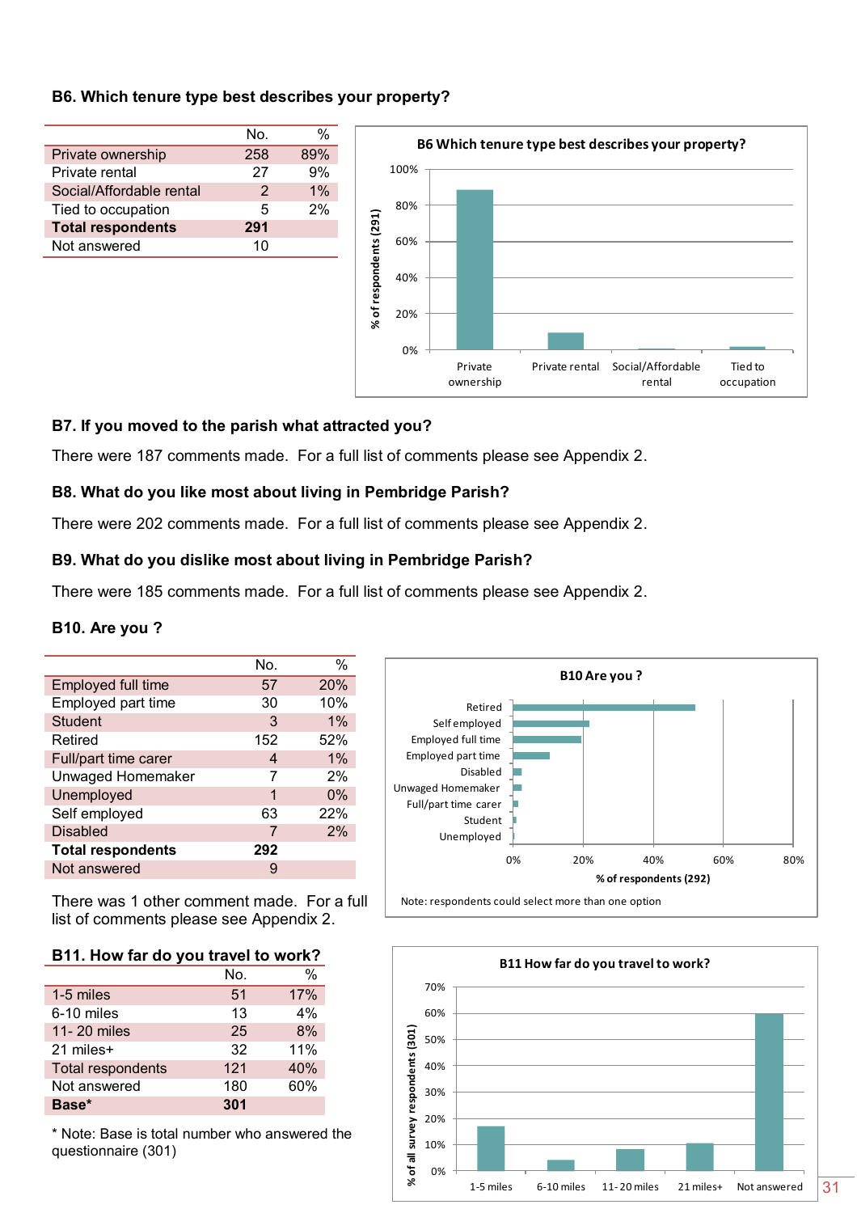### B6. Which tenure type best describes your property?

| | No. | % |
|---|---|---|
| Private ownership | 258 | 89% |
| Private rental | 27 | 9% |
| Social/Affordable rental | 2 | 1% |
| Tied to occupation | 5 | 2% |
| **Total respondents** | **291** | |
| Not answered | 10 | |

### B7. If you moved to the parish what attracted you?

There were 187 comments made. For a full list of comments please see Appendix 2.

### B8. What do you like most about living in Pembridge Parish?

There were 202 comments made. For a full list of comments please see Appendix 2.

### B9. What do you dislike most about living in Pembridge Parish?

There were 185 comments made. For a full list of comments please see Appendix 2.

### B10. Are you ?

| | No. | % |
|---|---|---|
| Employed full time | 57 | 20% |
| Employed part time | 30 | 10% |
| Student | 3 | 1% |
| Retired | 152 | 52% |
| Full/part time carer | 4 | 1% |
| Unwaged Homemaker | 7 | 2% |
| Unemployed | 1 | 0% |
| Self employed | 63 | 22% |
| Disabled | 7 | 2% |
| **Total respondents** | **292** | |
| Not answered | 9 | |

There was 1 other comment made. For a full list of comments please see Appendix 2.

Note: respondents could select more than one option

### B11. How far do you travel to work?

| | No. | % |
|---|---|---|
| 1-5 miles | 51 | 17% |
| 6-10 miles | 13 | 4% |
| 11- 20 miles | 25 | 8% |
| 21 miles+ | 32 | 11% |
| Total respondents | 121 | 40% |
| Not answered | 180 | 60% |
| **Base*** | **301** | |

* Note: Base is total number who answered the questionnaire (301)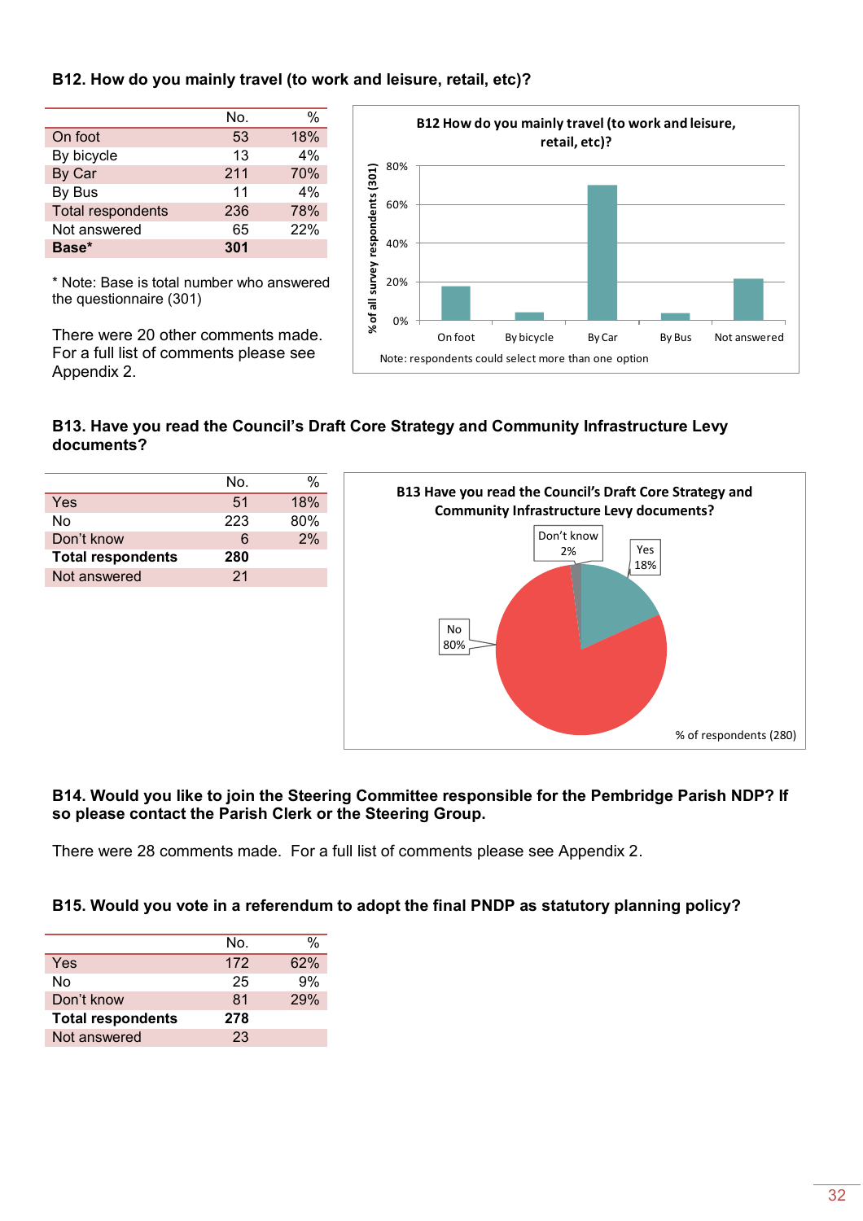### B12. How do you mainly travel (to work and leisure, retail, etc)?

| | No. | % |
|---|---|---|
| On foot | 53 | 18% |
| By bicycle | 13 | 4% |
| By Car | 211 | 70% |
| By Bus | 11 | 4% |
| Total respondents | 236 | 78% |
| Not answered | 65 | 22% |
| **Base*** | **301** | |

* Note: Base is total number who answered the questionnaire (301)

There were 20 other comments made. For a full list of comments please see Appendix 2.

B12 How do you mainly travel (to work and leisure, retail, etc)?

Note: respondents could select more than one option

### B13. Have you read the Council's Draft Core Strategy and Community Infrastructure Levy documents?

| | No. | % |
|---|---|---|
| Yes | 51 | 18% |
| No | 223 | 80% |
| Don't know | 6 | 2% |
| **Total respondents** | **280** | |
| Not answered | 21 | |

B13 Have you read the Council's Draft Core Strategy and Community Infrastructure Levy documents?

% of respondents (280)

### B14. Would you like to join the Steering Committee responsible for the Pembridge Parish NDP? If so please contact the Parish Clerk or the Steering Group.

There were 28 comments made. For a full list of comments please see Appendix 2.

### B15. Would you vote in a referendum to adopt the final PNDP as statutory planning policy?

| | No. | % |
|---|---|---|
| Yes | 172 | 62% |
| No | 25 | 9% |
| Don't know | 81 | 29% |
| **Total respondents** | **278** | |
| Not answered | 23 | |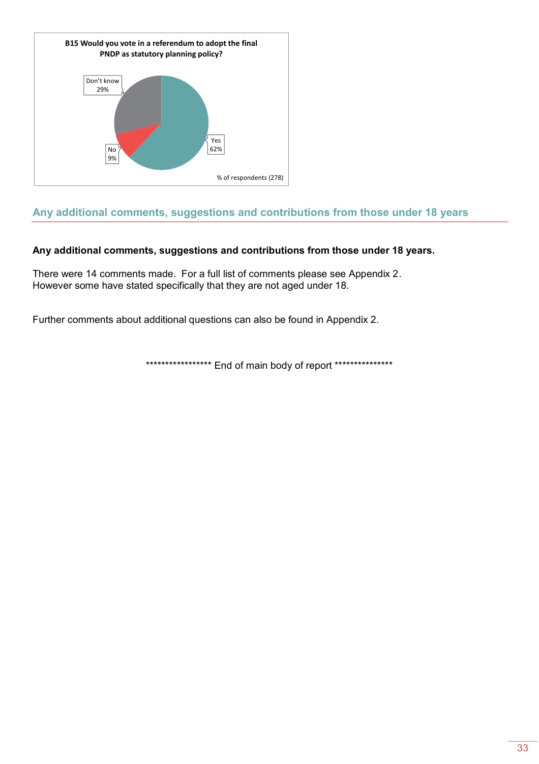B15 Would you vote in a referendum to adopt the final PNDP as statutory planning policy?

Don't know
29%

No
9%

Yes
62%

% of respondents (278)

## Any additional comments, suggestions and contributions from those under 18 years

**Any additional comments, suggestions and contributions from those under 18 years.**

There were 14 comments made. For a full list of comments please see Appendix 2.
However some have stated specifically that they are not aged under 18.

Further comments about additional questions can also be found in Appendix 2.

***************** End of main body of report ***************